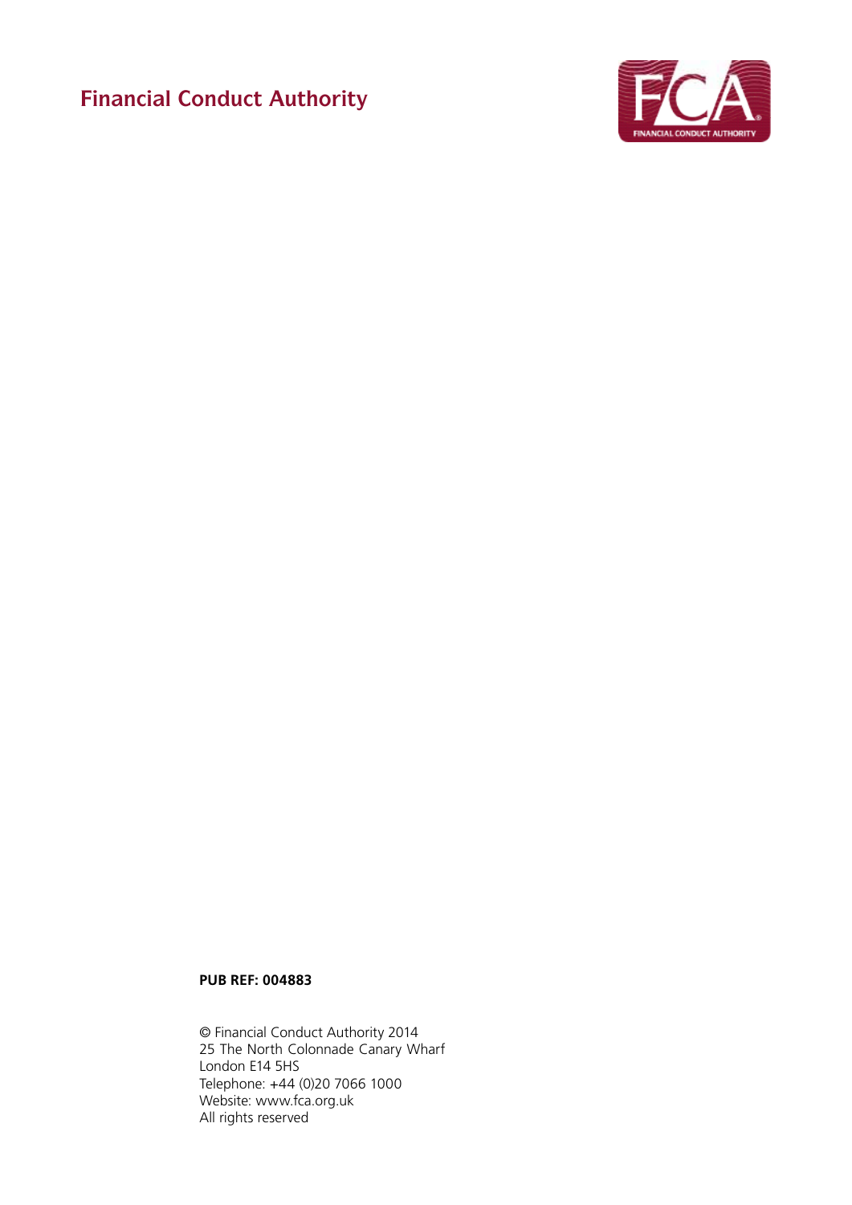**Financial Conduct Authority**

**PUB REF: 004883**

© Financial Conduct Authority 2014
25 The North Colonnade Canary Wharf
London E14 5HS
Telephone: +44 (0)20 7066 1000
Website: www.fca.org.uk
All rights reserved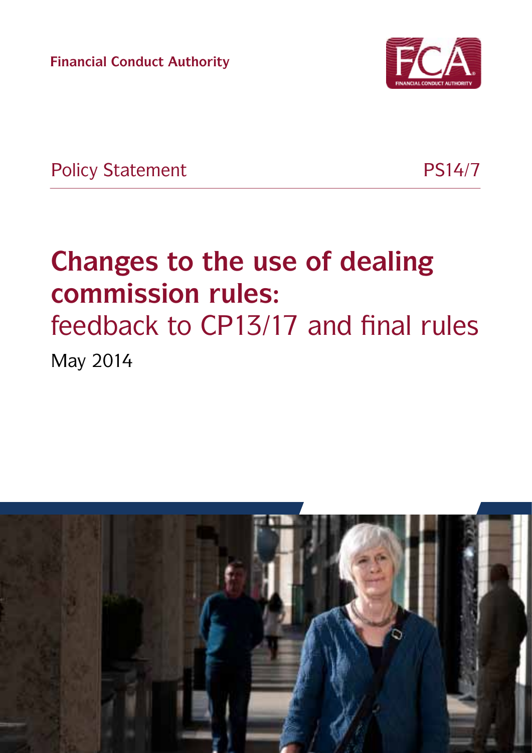Financial Conduct Authority

Policy Statement PS14/7

# Changes to the use of dealing commission rules: feedback to CP13/17 and final rules

May 2014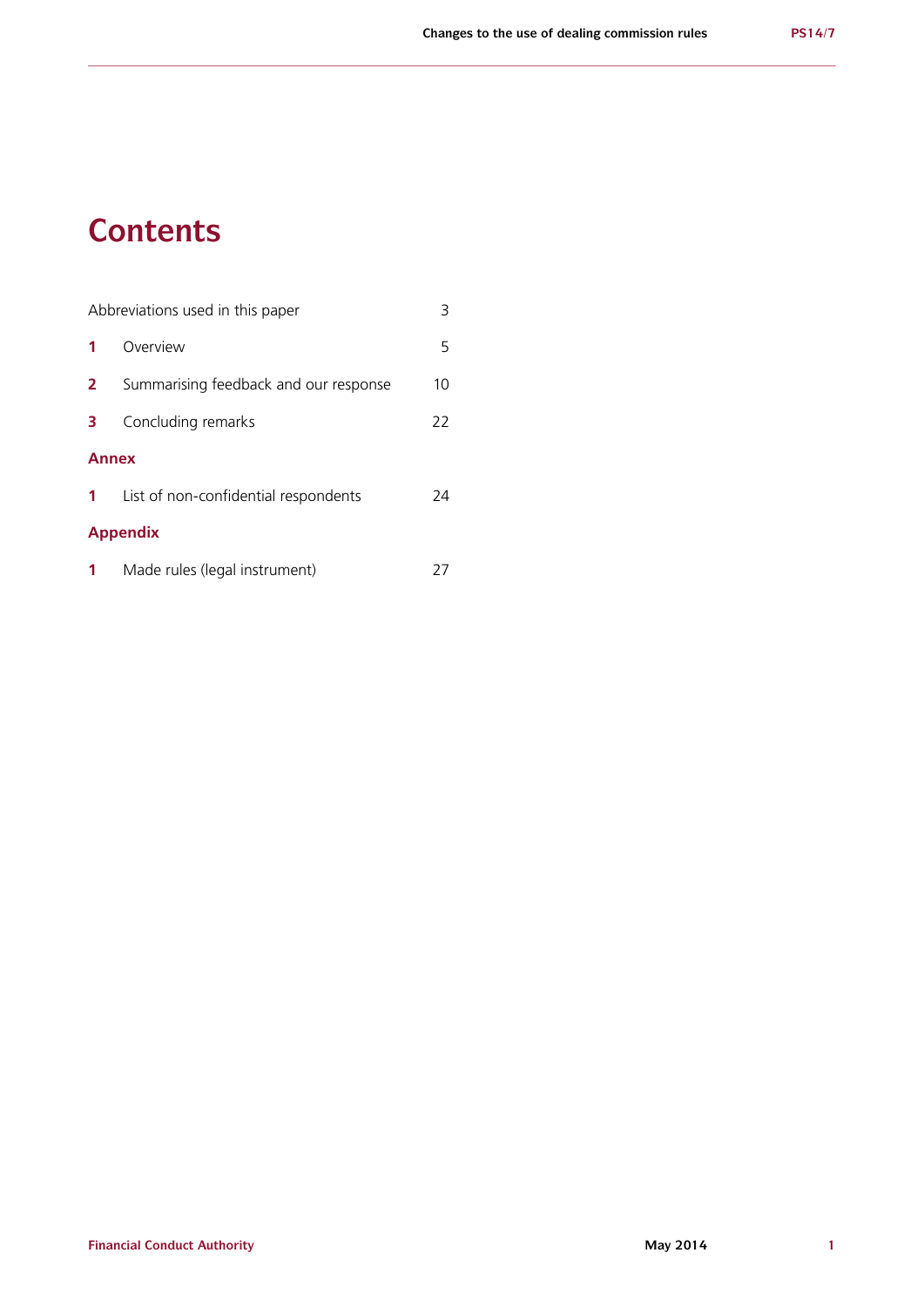# Contents

| | | |
|---|---|---|
| Abbreviations used in this paper | | 3 |
| **1** | Overview | 5 |
| **2** | Summarising feedback and our response | 10 |
| **3** | Concluding remarks | 22 |
| **Annex** | | |
| **1** | List of non-confidential respondents | 24 |
| **Appendix** | | |
| **1** | Made rules (legal instrument) | 27 |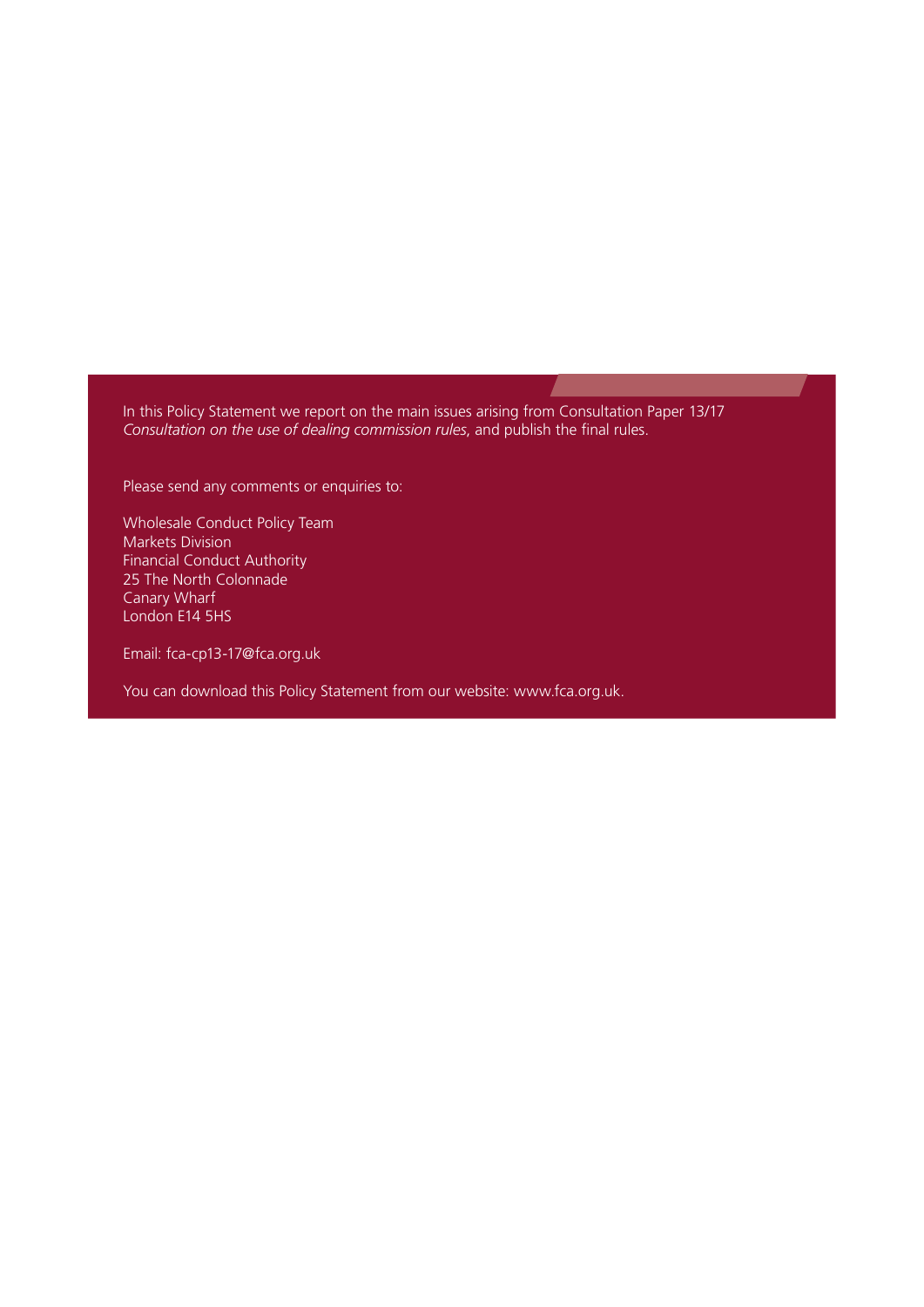In this Policy Statement we report on the main issues arising from Consultation Paper 13/17 *Consultation on the use of dealing commission rules*, and publish the final rules.

Please send any comments or enquiries to:

Wholesale Conduct Policy Team
Markets Division
Financial Conduct Authority
25 The North Colonnade
Canary Wharf
London E14 5HS

Email: fca-cp13-17@fca.org.uk

You can download this Policy Statement from our website: www.fca.org.uk.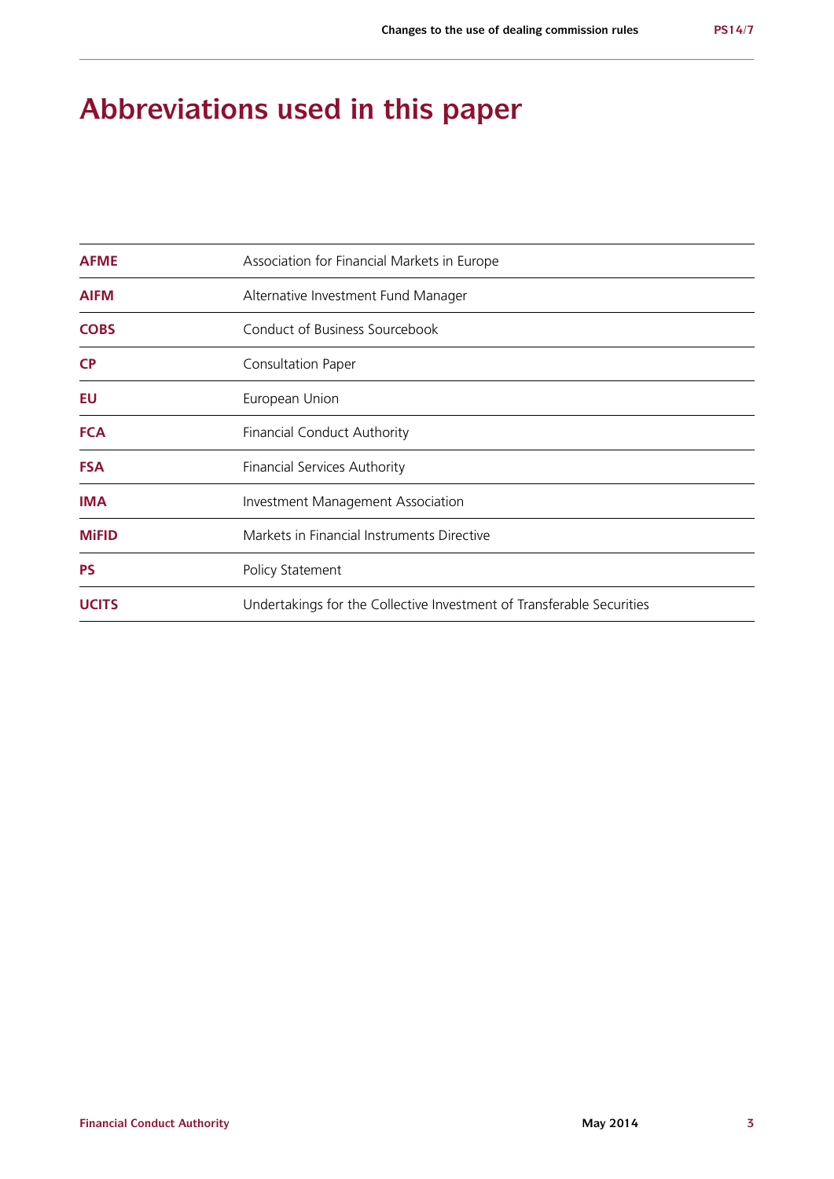# Abbreviations used in this paper

| | |
|---|---|
| **AFME** | Association for Financial Markets in Europe |
| **AIFM** | Alternative Investment Fund Manager |
| **COBS** | Conduct of Business Sourcebook |
| **CP** | Consultation Paper |
| **EU** | European Union |
| **FCA** | Financial Conduct Authority |
| **FSA** | Financial Services Authority |
| **IMA** | Investment Management Association |
| **MiFID** | Markets in Financial Instruments Directive |
| **PS** | Policy Statement |
| **UCITS** | Undertakings for the Collective Investment of Transferable Securities |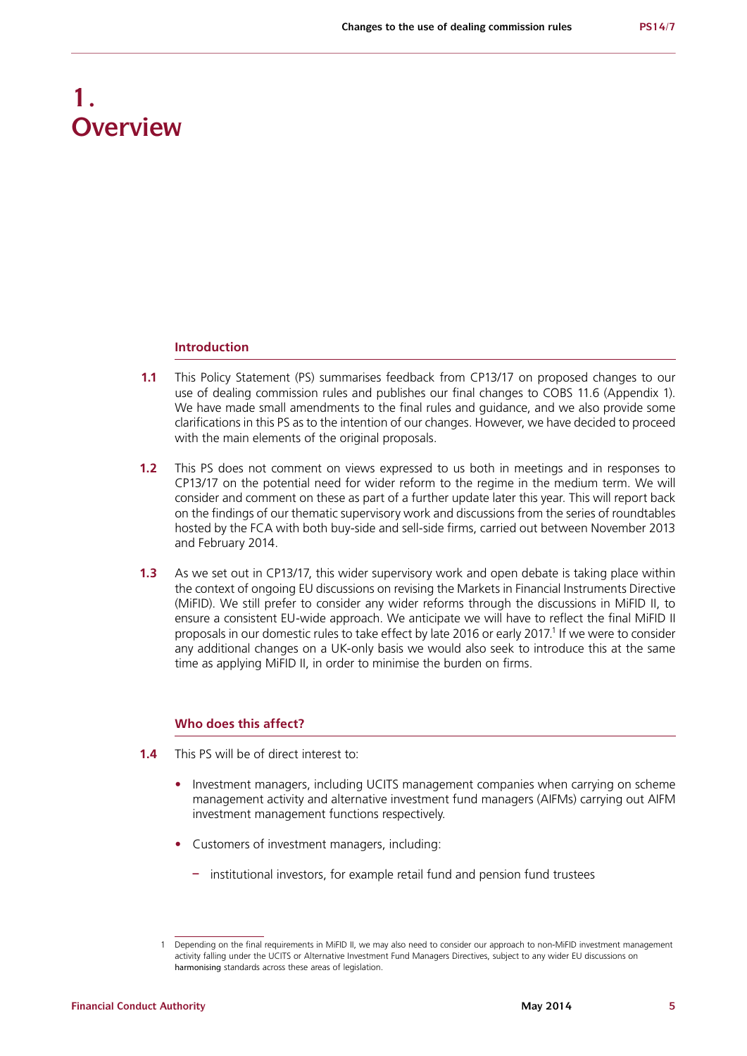# 1. Overview

## Introduction

**1.1** This Policy Statement (PS) summarises feedback from CP13/17 on proposed changes to our use of dealing commission rules and publishes our final changes to COBS 11.6 (Appendix 1). We have made small amendments to the final rules and guidance, and we also provide some clarifications in this PS as to the intention of our changes. However, we have decided to proceed with the main elements of the original proposals.

**1.2** This PS does not comment on views expressed to us both in meetings and in responses to CP13/17 on the potential need for wider reform to the regime in the medium term. We will consider and comment on these as part of a further update later this year. This will report back on the findings of our thematic supervisory work and discussions from the series of roundtables hosted by the FCA with both buy-side and sell-side firms, carried out between November 2013 and February 2014.

**1.3** As we set out in CP13/17, this wider supervisory work and open debate is taking place within the context of ongoing EU discussions on revising the Markets in Financial Instruments Directive (MiFID). We still prefer to consider any wider reforms through the discussions in MiFID II, to ensure a consistent EU-wide approach. We anticipate we will have to reflect the final MiFID II proposals in our domestic rules to take effect by late 2016 or early 2017.[1] If we were to consider any additional changes on a UK-only basis we would also seek to introduce this at the same time as applying MiFID II, in order to minimise the burden on firms.

## Who does this affect?

**1.4** This PS will be of direct interest to:

- Investment managers, including UCITS management companies when carrying on scheme management activity and alternative investment fund managers (AIFMs) carrying out AIFM investment management functions respectively.
- Customers of investment managers, including:
  - institutional investors, for example retail fund and pension fund trustees

---

1 Depending on the final requirements in MiFID II, we may also need to consider our approach to non-MiFID investment management activity falling under the UCITS or Alternative Investment Fund Managers Directives, subject to any wider EU discussions on harmonising standards across these areas of legislation.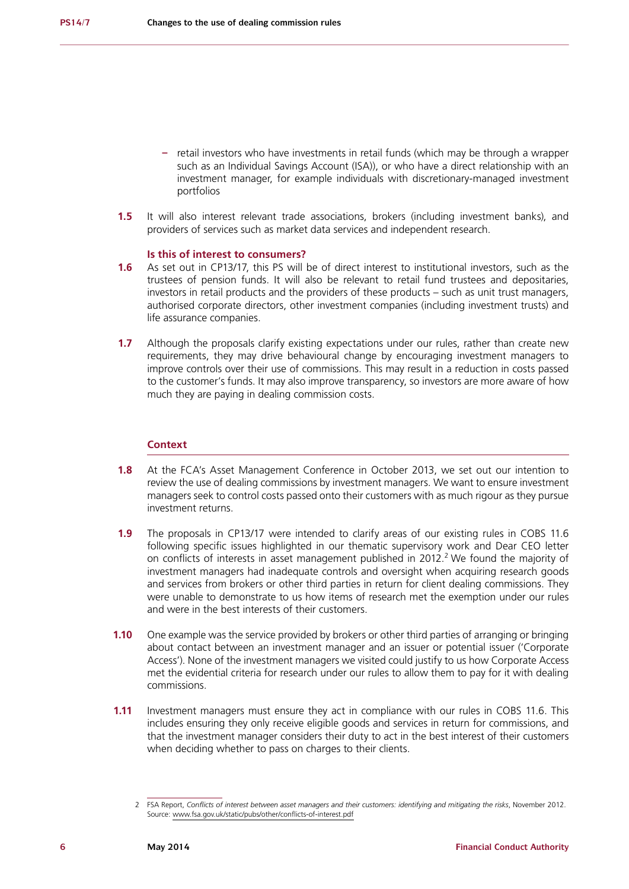- retail investors who have investments in retail funds (which may be through a wrapper such as an Individual Savings Account (ISA)), or who have a direct relationship with an investment manager, for example individuals with discretionary-managed investment portfolios

**1.5** It will also interest relevant trade associations, brokers (including investment banks), and providers of services such as market data services and independent research.

### Is this of interest to consumers?

**1.6** As set out in CP13/17, this PS will be of direct interest to institutional investors, such as the trustees of pension funds. It will also be relevant to retail fund trustees and depositaries, investors in retail products and the providers of these products – such as unit trust managers, authorised corporate directors, other investment companies (including investment trusts) and life assurance companies.

**1.7** Although the proposals clarify existing expectations under our rules, rather than create new requirements, they may drive behavioural change by encouraging investment managers to improve controls over their use of commissions. This may result in a reduction in costs passed to the customer's funds. It may also improve transparency, so investors are more aware of how much they are paying in dealing commission costs.

## Context

**1.8** At the FCA's Asset Management Conference in October 2013, we set out our intention to review the use of dealing commissions by investment managers. We want to ensure investment managers seek to control costs passed onto their customers with as much rigour as they pursue investment returns.

**1.9** The proposals in CP13/17 were intended to clarify areas of our existing rules in COBS 11.6 following specific issues highlighted in our thematic supervisory work and Dear CEO letter on conflicts of interests in asset management published in 2012.[2] We found the majority of investment managers had inadequate controls and oversight when acquiring research goods and services from brokers or other third parties in return for client dealing commissions. They were unable to demonstrate to us how items of research met the exemption under our rules and were in the best interests of their customers.

**1.10** One example was the service provided by brokers or other third parties of arranging or bringing about contact between an investment manager and an issuer or potential issuer ('Corporate Access'). None of the investment managers we visited could justify to us how Corporate Access met the evidential criteria for research under our rules to allow them to pay for it with dealing commissions.

**1.11** Investment managers must ensure they act in compliance with our rules in COBS 11.6. This includes ensuring they only receive eligible goods and services in return for commissions, and that the investment manager considers their duty to act in the best interest of their customers when deciding whether to pass on charges to their clients.

---

2 FSA Report, *Conflicts of interest between asset managers and their customers: identifying and mitigating the risks*, November 2012. Source: www.fsa.gov.uk/static/pubs/other/conflicts-of-interest.pdf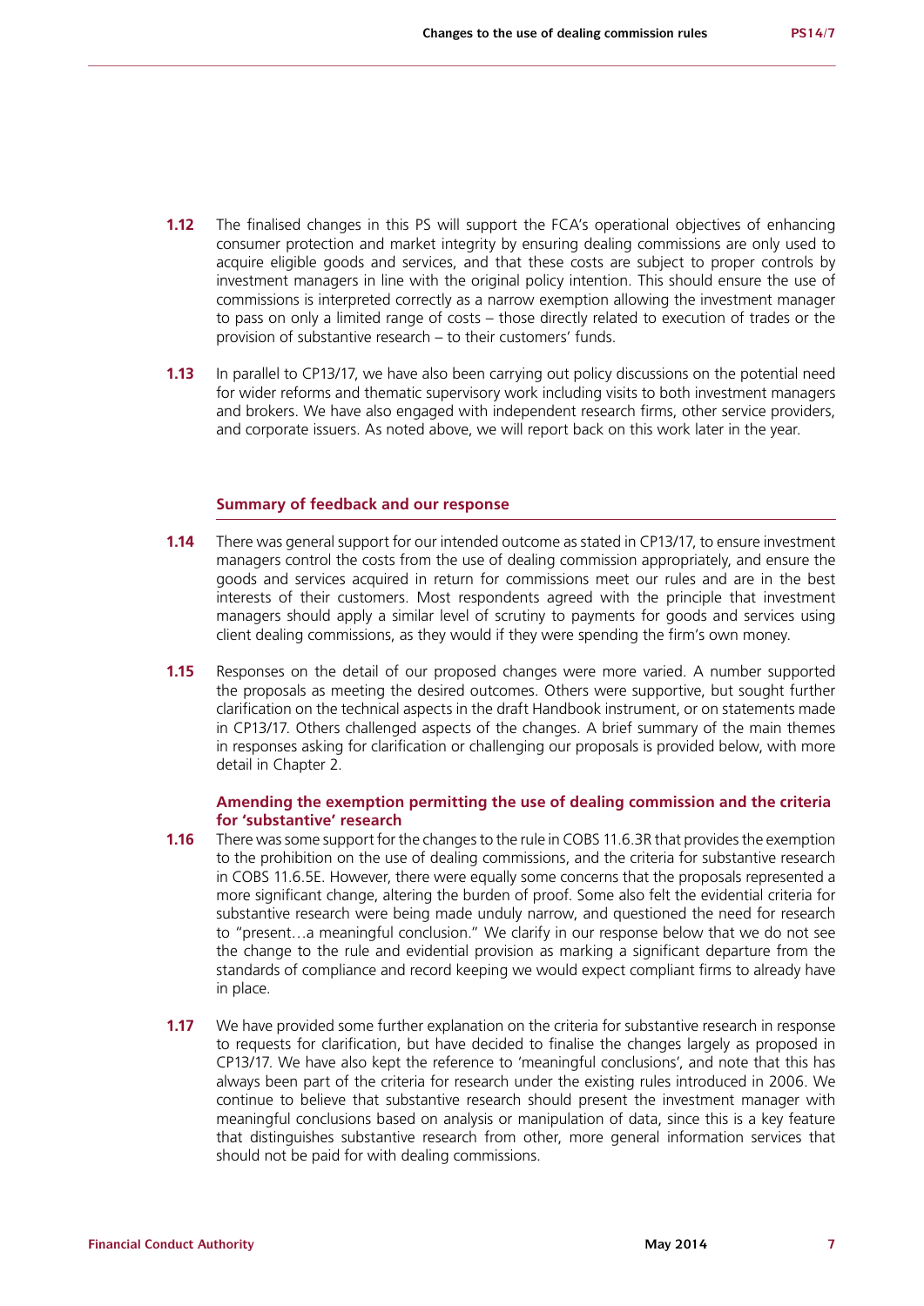**1.12** The finalised changes in this PS will support the FCA's operational objectives of enhancing consumer protection and market integrity by ensuring dealing commissions are only used to acquire eligible goods and services, and that these costs are subject to proper controls by investment managers in line with the original policy intention. This should ensure the use of commissions is interpreted correctly as a narrow exemption allowing the investment manager to pass on only a limited range of costs – those directly related to execution of trades or the provision of substantive research – to their customers' funds.

**1.13** In parallel to CP13/17, we have also been carrying out policy discussions on the potential need for wider reforms and thematic supervisory work including visits to both investment managers and brokers. We have also engaged with independent research firms, other service providers, and corporate issuers. As noted above, we will report back on this work later in the year.

### Summary of feedback and our response

**1.14** There was general support for our intended outcome as stated in CP13/17, to ensure investment managers control the costs from the use of dealing commission appropriately, and ensure the goods and services acquired in return for commissions meet our rules and are in the best interests of their customers. Most respondents agreed with the principle that investment managers should apply a similar level of scrutiny to payments for goods and services using client dealing commissions, as they would if they were spending the firm's own money.

**1.15** Responses on the detail of our proposed changes were more varied. A number supported the proposals as meeting the desired outcomes. Others were supportive, but sought further clarification on the technical aspects in the draft Handbook instrument, or on statements made in CP13/17. Others challenged aspects of the changes. A brief summary of the main themes in responses asking for clarification or challenging our proposals is provided below, with more detail in Chapter 2.

#### Amending the exemption permitting the use of dealing commission and the criteria for 'substantive' research

**1.16** There was some support for the changes to the rule in COBS 11.6.3R that provides the exemption to the prohibition on the use of dealing commissions, and the criteria for substantive research in COBS 11.6.5E. However, there were equally some concerns that the proposals represented a more significant change, altering the burden of proof. Some also felt the evidential criteria for substantive research were being made unduly narrow, and questioned the need for research to "present…a meaningful conclusion." We clarify in our response below that we do not see the change to the rule and evidential provision as marking a significant departure from the standards of compliance and record keeping we would expect compliant firms to already have in place.

**1.17** We have provided some further explanation on the criteria for substantive research in response to requests for clarification, but have decided to finalise the changes largely as proposed in CP13/17. We have also kept the reference to 'meaningful conclusions', and note that this has always been part of the criteria for research under the existing rules introduced in 2006. We continue to believe that substantive research should present the investment manager with meaningful conclusions based on analysis or manipulation of data, since this is a key feature that distinguishes substantive research from other, more general information services that should not be paid for with dealing commissions.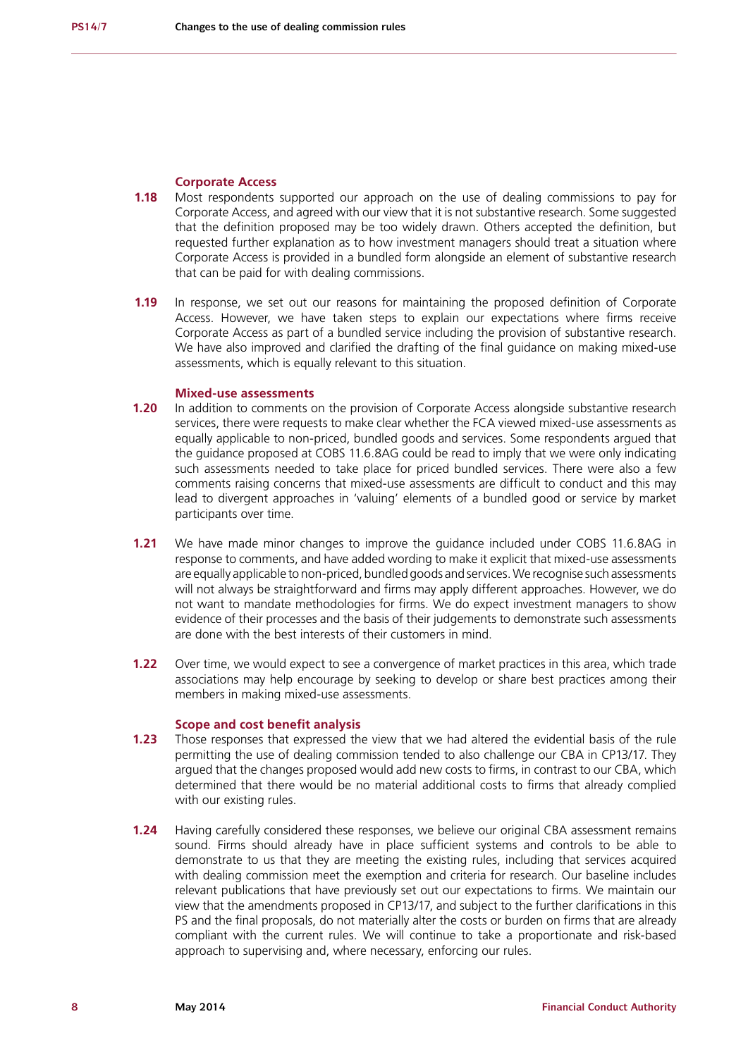### Corporate Access

**1.18** Most respondents supported our approach on the use of dealing commissions to pay for Corporate Access, and agreed with our view that it is not substantive research. Some suggested that the definition proposed may be too widely drawn. Others accepted the definition, but requested further explanation as to how investment managers should treat a situation where Corporate Access is provided in a bundled form alongside an element of substantive research that can be paid for with dealing commissions.

**1.19** In response, we set out our reasons for maintaining the proposed definition of Corporate Access. However, we have taken steps to explain our expectations where firms receive Corporate Access as part of a bundled service including the provision of substantive research. We have also improved and clarified the drafting of the final guidance on making mixed-use assessments, which is equally relevant to this situation.

### Mixed-use assessments

**1.20** In addition to comments on the provision of Corporate Access alongside substantive research services, there were requests to make clear whether the FCA viewed mixed-use assessments as equally applicable to non-priced, bundled goods and services. Some respondents argued that the guidance proposed at COBS 11.6.8AG could be read to imply that we were only indicating such assessments needed to take place for priced bundled services. There were also a few comments raising concerns that mixed-use assessments are difficult to conduct and this may lead to divergent approaches in 'valuing' elements of a bundled good or service by market participants over time.

**1.21** We have made minor changes to improve the guidance included under COBS 11.6.8AG in response to comments, and have added wording to make it explicit that mixed-use assessments are equally applicable to non-priced, bundled goods and services. We recognise such assessments will not always be straightforward and firms may apply different approaches. However, we do not want to mandate methodologies for firms. We do expect investment managers to show evidence of their processes and the basis of their judgements to demonstrate such assessments are done with the best interests of their customers in mind.

**1.22** Over time, we would expect to see a convergence of market practices in this area, which trade associations may help encourage by seeking to develop or share best practices among their members in making mixed-use assessments.

### Scope and cost benefit analysis

**1.23** Those responses that expressed the view that we had altered the evidential basis of the rule permitting the use of dealing commission tended to also challenge our CBA in CP13/17. They argued that the changes proposed would add new costs to firms, in contrast to our CBA, which determined that there would be no material additional costs to firms that already complied with our existing rules.

**1.24** Having carefully considered these responses, we believe our original CBA assessment remains sound. Firms should already have in place sufficient systems and controls to be able to demonstrate to us that they are meeting the existing rules, including that services acquired with dealing commission meet the exemption and criteria for research. Our baseline includes relevant publications that have previously set out our expectations to firms. We maintain our view that the amendments proposed in CP13/17, and subject to the further clarifications in this PS and the final proposals, do not materially alter the costs or burden on firms that are already compliant with the current rules. We will continue to take a proportionate and risk-based approach to supervising and, where necessary, enforcing our rules.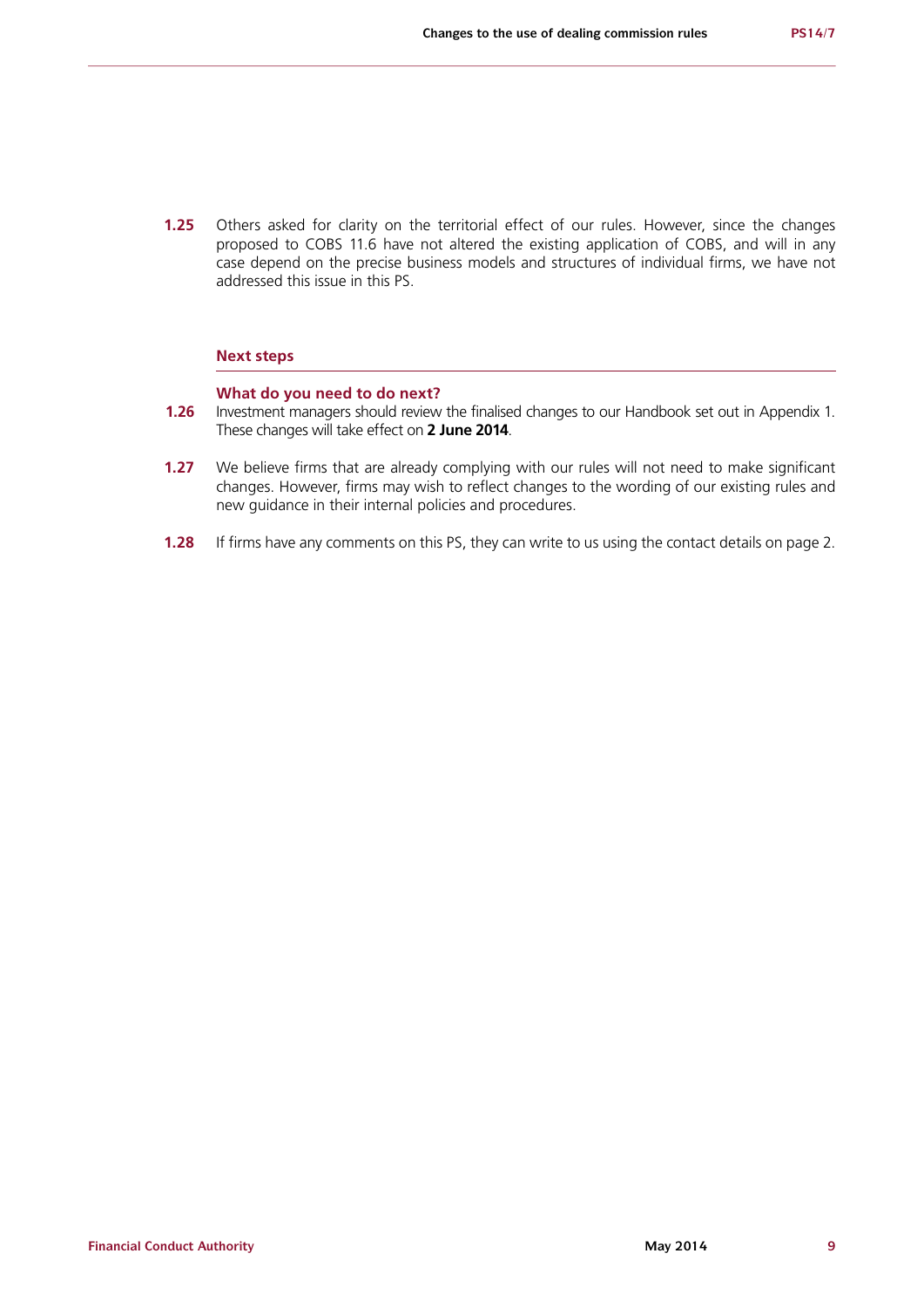**1.25** Others asked for clarity on the territorial effect of our rules. However, since the changes proposed to COBS 11.6 have not altered the existing application of COBS, and will in any case depend on the precise business models and structures of individual firms, we have not addressed this issue in this PS.

## Next steps

### What do you need to do next?

**1.26** Investment managers should review the finalised changes to our Handbook set out in Appendix 1. These changes will take effect on **2 June 2014**.

**1.27** We believe firms that are already complying with our rules will not need to make significant changes. However, firms may wish to reflect changes to the wording of our existing rules and new guidance in their internal policies and procedures.

**1.28** If firms have any comments on this PS, they can write to us using the contact details on page 2.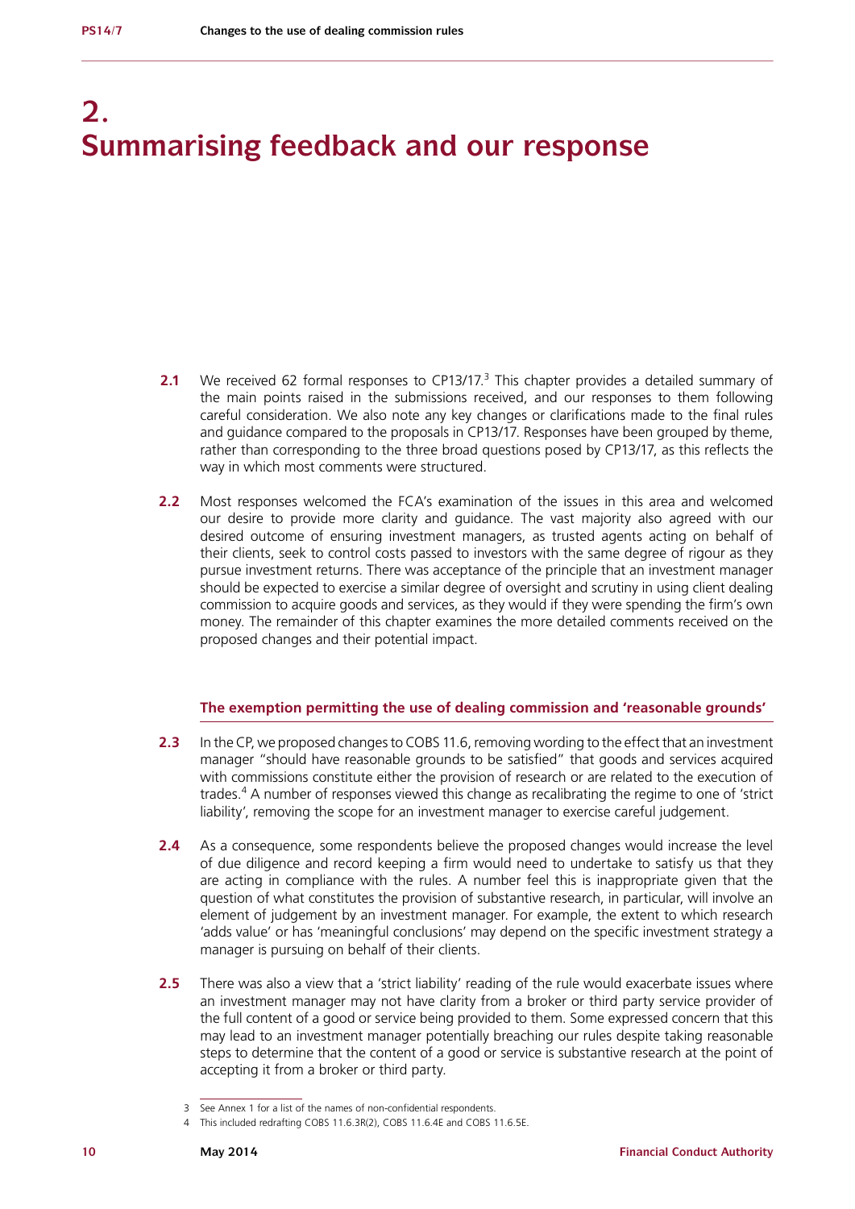# 2. Summarising feedback and our response

**2.1** We received 62 formal responses to CP13/17.[3] This chapter provides a detailed summary of the main points raised in the submissions received, and our responses to them following careful consideration. We also note any key changes or clarifications made to the final rules and guidance compared to the proposals in CP13/17. Responses have been grouped by theme, rather than corresponding to the three broad questions posed by CP13/17, as this reflects the way in which most comments were structured.

**2.2** Most responses welcomed the FCA's examination of the issues in this area and welcomed our desire to provide more clarity and guidance. The vast majority also agreed with our desired outcome of ensuring investment managers, as trusted agents acting on behalf of their clients, seek to control costs passed to investors with the same degree of rigour as they pursue investment returns. There was acceptance of the principle that an investment manager should be expected to exercise a similar degree of oversight and scrutiny in using client dealing commission to acquire goods and services, as they would if they were spending the firm's own money. The remainder of this chapter examines the more detailed comments received on the proposed changes and their potential impact.

### The exemption permitting the use of dealing commission and 'reasonable grounds'

**2.3** In the CP, we proposed changes to COBS 11.6, removing wording to the effect that an investment manager "should have reasonable grounds to be satisfied" that goods and services acquired with commissions constitute either the provision of research or are related to the execution of trades.[4] A number of responses viewed this change as recalibrating the regime to one of 'strict liability', removing the scope for an investment manager to exercise careful judgement.

**2.4** As a consequence, some respondents believe the proposed changes would increase the level of due diligence and record keeping a firm would need to undertake to satisfy us that they are acting in compliance with the rules. A number feel this is inappropriate given that the question of what constitutes the provision of substantive research, in particular, will involve an element of judgement by an investment manager. For example, the extent to which research 'adds value' or has 'meaningful conclusions' may depend on the specific investment strategy a manager is pursuing on behalf of their clients.

**2.5** There was also a view that a 'strict liability' reading of the rule would exacerbate issues where an investment manager may not have clarity from a broker or third party service provider of the full content of a good or service being provided to them. Some expressed concern that this may lead to an investment manager potentially breaching our rules despite taking reasonable steps to determine that the content of a good or service is substantive research at the point of accepting it from a broker or third party.

---

3 See Annex 1 for a list of the names of non-confidential respondents.

4 This included redrafting COBS 11.6.3R(2), COBS 11.6.4E and COBS 11.6.5E.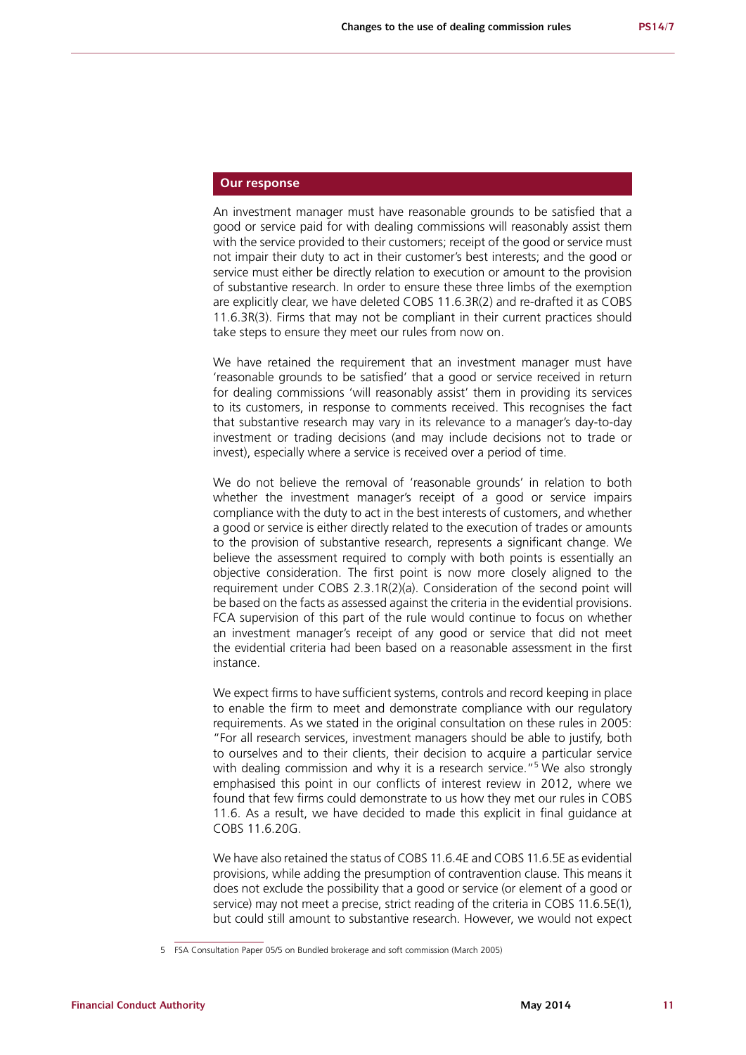### Our response

An investment manager must have reasonable grounds to be satisfied that a good or service paid for with dealing commissions will reasonably assist them with the service provided to their customers; receipt of the good or service must not impair their duty to act in their customer's best interests; and the good or service must either be directly relation to execution or amount to the provision of substantive research. In order to ensure these three limbs of the exemption are explicitly clear, we have deleted COBS 11.6.3R(2) and re-drafted it as COBS 11.6.3R(3). Firms that may not be compliant in their current practices should take steps to ensure they meet our rules from now on.

We have retained the requirement that an investment manager must have 'reasonable grounds to be satisfied' that a good or service received in return for dealing commissions 'will reasonably assist' them in providing its services to its customers, in response to comments received. This recognises the fact that substantive research may vary in its relevance to a manager's day-to-day investment or trading decisions (and may include decisions not to trade or invest), especially where a service is received over a period of time.

We do not believe the removal of 'reasonable grounds' in relation to both whether the investment manager's receipt of a good or service impairs compliance with the duty to act in the best interests of customers, and whether a good or service is either directly related to the execution of trades or amounts to the provision of substantive research, represents a significant change. We believe the assessment required to comply with both points is essentially an objective consideration. The first point is now more closely aligned to the requirement under COBS 2.3.1R(2)(a). Consideration of the second point will be based on the facts as assessed against the criteria in the evidential provisions. FCA supervision of this part of the rule would continue to focus on whether an investment manager's receipt of any good or service that did not meet the evidential criteria had been based on a reasonable assessment in the first instance.

We expect firms to have sufficient systems, controls and record keeping in place to enable the firm to meet and demonstrate compliance with our regulatory requirements. As we stated in the original consultation on these rules in 2005: "For all research services, investment managers should be able to justify, both to ourselves and to their clients, their decision to acquire a particular service with dealing commission and why it is a research service."[5] We also strongly emphasised this point in our conflicts of interest review in 2012, where we found that few firms could demonstrate to us how they met our rules in COBS 11.6. As a result, we have decided to made this explicit in final guidance at COBS 11.6.20G.

We have also retained the status of COBS 11.6.4E and COBS 11.6.5E as evidential provisions, while adding the presumption of contravention clause. This means it does not exclude the possibility that a good or service (or element of a good or service) may not meet a precise, strict reading of the criteria in COBS 11.6.5E(1), but could still amount to substantive research. However, we would not expect

---

5 FSA Consultation Paper 05/5 on Bundled brokerage and soft commission (March 2005)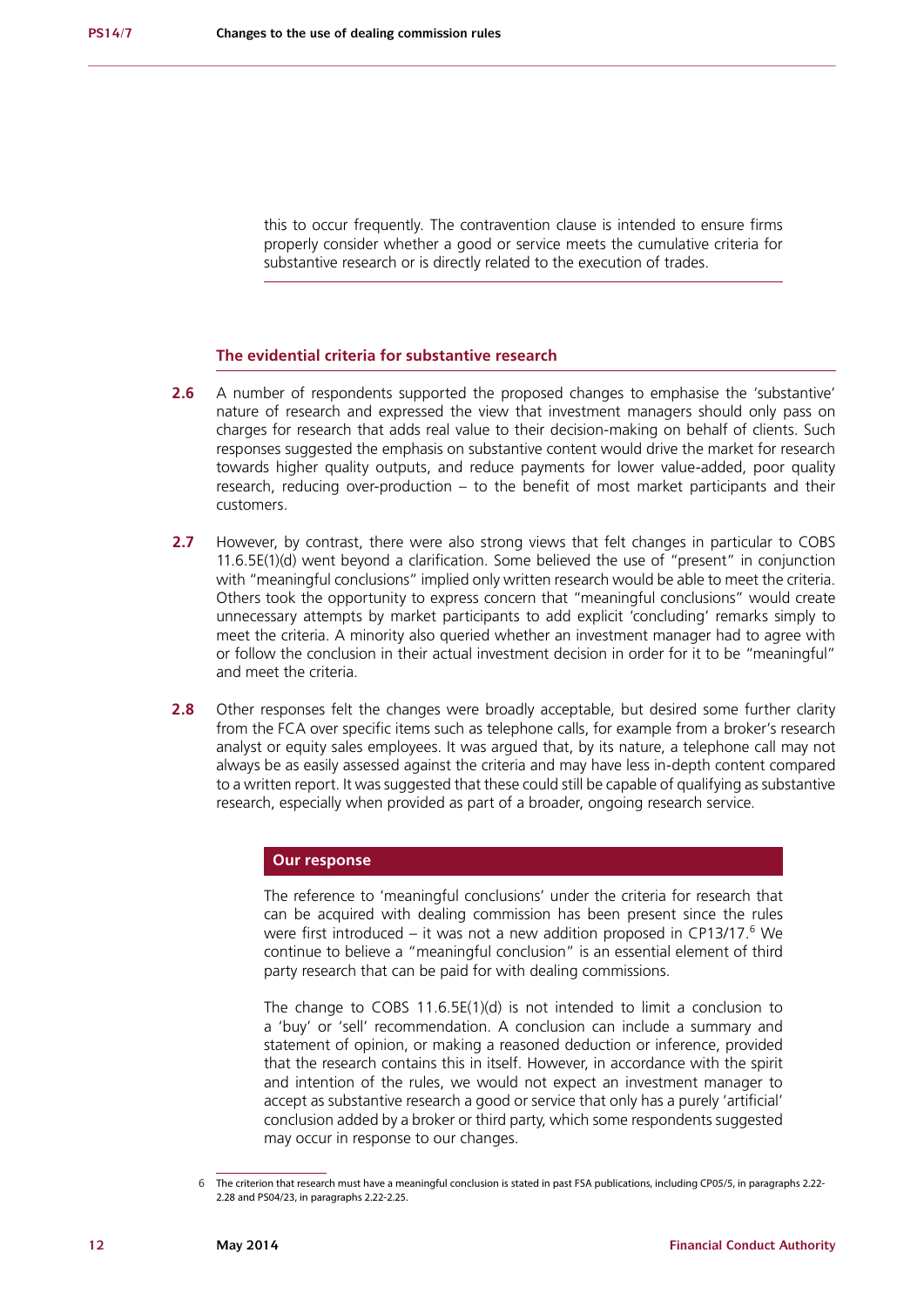this to occur frequently. The contravention clause is intended to ensure firms properly consider whether a good or service meets the cumulative criteria for substantive research or is directly related to the execution of trades.

### The evidential criteria for substantive research

**2.6** A number of respondents supported the proposed changes to emphasise the 'substantive' nature of research and expressed the view that investment managers should only pass on charges for research that adds real value to their decision-making on behalf of clients. Such responses suggested the emphasis on substantive content would drive the market for research towards higher quality outputs, and reduce payments for lower value-added, poor quality research, reducing over-production – to the benefit of most market participants and their customers.

**2.7** However, by contrast, there were also strong views that felt changes in particular to COBS 11.6.5E(1)(d) went beyond a clarification. Some believed the use of "present" in conjunction with "meaningful conclusions" implied only written research would be able to meet the criteria. Others took the opportunity to express concern that "meaningful conclusions" would create unnecessary attempts by market participants to add explicit 'concluding' remarks simply to meet the criteria. A minority also queried whether an investment manager had to agree with or follow the conclusion in their actual investment decision in order for it to be "meaningful" and meet the criteria.

**2.8** Other responses felt the changes were broadly acceptable, but desired some further clarity from the FCA over specific items such as telephone calls, for example from a broker's research analyst or equity sales employees. It was argued that, by its nature, a telephone call may not always be as easily assessed against the criteria and may have less in-depth content compared to a written report. It was suggested that these could still be capable of qualifying as substantive research, especially when provided as part of a broader, ongoing research service.

#### Our response

The reference to 'meaningful conclusions' under the criteria for research that can be acquired with dealing commission has been present since the rules were first introduced – it was not a new addition proposed in CP13/17.[6] We continue to believe a "meaningful conclusion" is an essential element of third party research that can be paid for with dealing commissions.

The change to COBS 11.6.5E(1)(d) is not intended to limit a conclusion to a 'buy' or 'sell' recommendation. A conclusion can include a summary and statement of opinion, or making a reasoned deduction or inference, provided that the research contains this in itself. However, in accordance with the spirit and intention of the rules, we would not expect an investment manager to accept as substantive research a good or service that only has a purely 'artificial' conclusion added by a broker or third party, which some respondents suggested may occur in response to our changes.

---

6 The criterion that research must have a meaningful conclusion is stated in past FSA publications, including CP05/5, in paragraphs 2.22-2.28 and PS04/23, in paragraphs 2.22-2.25.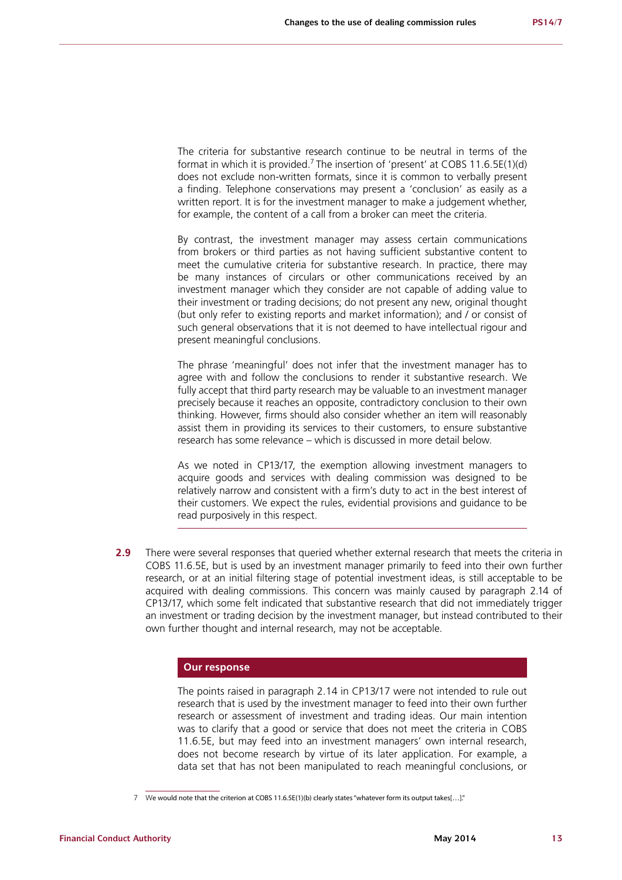The criteria for substantive research continue to be neutral in terms of the format in which it is provided.[7] The insertion of 'present' at COBS 11.6.5E(1)(d) does not exclude non-written formats, since it is common to verbally present a finding. Telephone conservations may present a 'conclusion' as easily as a written report. It is for the investment manager to make a judgement whether, for example, the content of a call from a broker can meet the criteria.

By contrast, the investment manager may assess certain communications from brokers or third parties as not having sufficient substantive content to meet the cumulative criteria for substantive research. In practice, there may be many instances of circulars or other communications received by an investment manager which they consider are not capable of adding value to their investment or trading decisions; do not present any new, original thought (but only refer to existing reports and market information); and / or consist of such general observations that it is not deemed to have intellectual rigour and present meaningful conclusions.

The phrase 'meaningful' does not infer that the investment manager has to agree with and follow the conclusions to render it substantive research. We fully accept that third party research may be valuable to an investment manager precisely because it reaches an opposite, contradictory conclusion to their own thinking. However, firms should also consider whether an item will reasonably assist them in providing its services to their customers, to ensure substantive research has some relevance – which is discussed in more detail below.

As we noted in CP13/17, the exemption allowing investment managers to acquire goods and services with dealing commission was designed to be relatively narrow and consistent with a firm's duty to act in the best interest of their customers. We expect the rules, evidential provisions and guidance to be read purposively in this respect.

**2.9** There were several responses that queried whether external research that meets the criteria in COBS 11.6.5E, but is used by an investment manager primarily to feed into their own further research, or at an initial filtering stage of potential investment ideas, is still acceptable to be acquired with dealing commissions. This concern was mainly caused by paragraph 2.14 of CP13/17, which some felt indicated that substantive research that did not immediately trigger an investment or trading decision by the investment manager, but instead contributed to their own further thought and internal research, may not be acceptable.

**Our response**

The points raised in paragraph 2.14 in CP13/17 were not intended to rule out research that is used by the investment manager to feed into their own further research or assessment of investment and trading ideas. Our main intention was to clarify that a good or service that does not meet the criteria in COBS 11.6.5E, but may feed into an investment managers' own internal research, does not become research by virtue of its later application. For example, a data set that has not been manipulated to reach meaningful conclusions, or

7 We would note that the criterion at COBS 11.6.5E(1)(b) clearly states "whatever form its output takes[…]."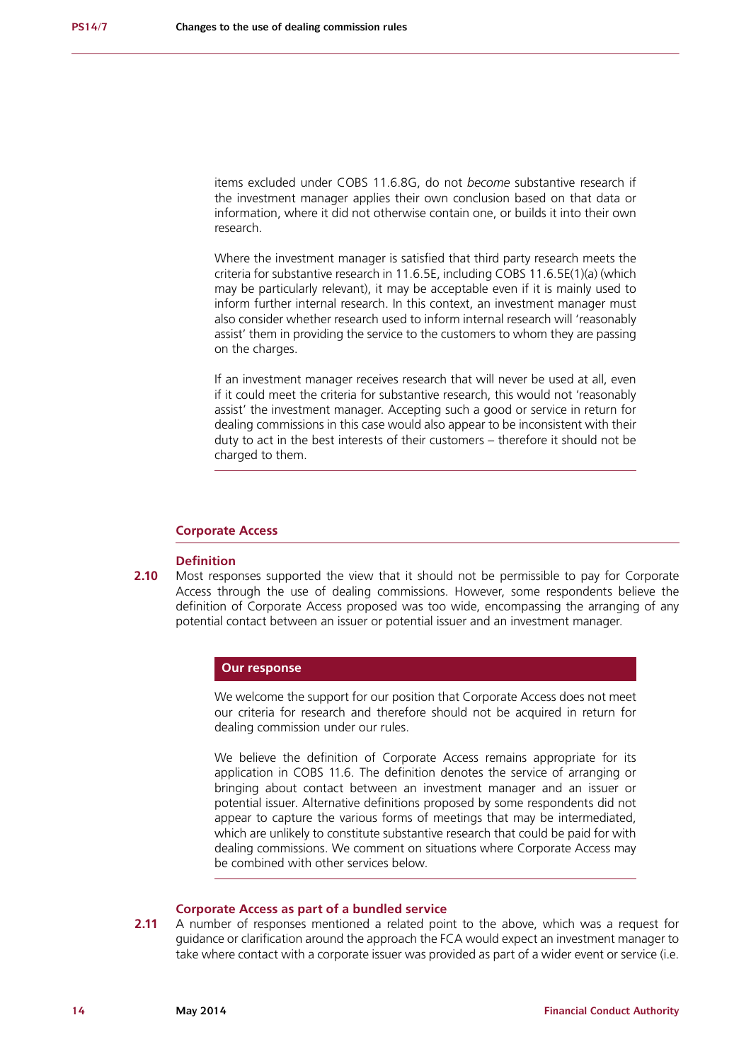items excluded under COBS 11.6.8G, do not *become* substantive research if the investment manager applies their own conclusion based on that data or information, where it did not otherwise contain one, or builds it into their own research.

Where the investment manager is satisfied that third party research meets the criteria for substantive research in 11.6.5E, including COBS 11.6.5E(1)(a) (which may be particularly relevant), it may be acceptable even if it is mainly used to inform further internal research. In this context, an investment manager must also consider whether research used to inform internal research will 'reasonably assist' them in providing the service to the customers to whom they are passing on the charges.

If an investment manager receives research that will never be used at all, even if it could meet the criteria for substantive research, this would not 'reasonably assist' the investment manager. Accepting such a good or service in return for dealing commissions in this case would also appear to be inconsistent with their duty to act in the best interests of their customers – therefore it should not be charged to them.

## Corporate Access

### Definition

**2.10** Most responses supported the view that it should not be permissible to pay for Corporate Access through the use of dealing commissions. However, some respondents believe the definition of Corporate Access proposed was too wide, encompassing the arranging of any potential contact between an issuer or potential issuer and an investment manager.

#### Our response

We welcome the support for our position that Corporate Access does not meet our criteria for research and therefore should not be acquired in return for dealing commission under our rules.

We believe the definition of Corporate Access remains appropriate for its application in COBS 11.6. The definition denotes the service of arranging or bringing about contact between an investment manager and an issuer or potential issuer. Alternative definitions proposed by some respondents did not appear to capture the various forms of meetings that may be intermediated, which are unlikely to constitute substantive research that could be paid for with dealing commissions. We comment on situations where Corporate Access may be combined with other services below.

### Corporate Access as part of a bundled service

**2.11** A number of responses mentioned a related point to the above, which was a request for guidance or clarification around the approach the FCA would expect an investment manager to take where contact with a corporate issuer was provided as part of a wider event or service (i.e.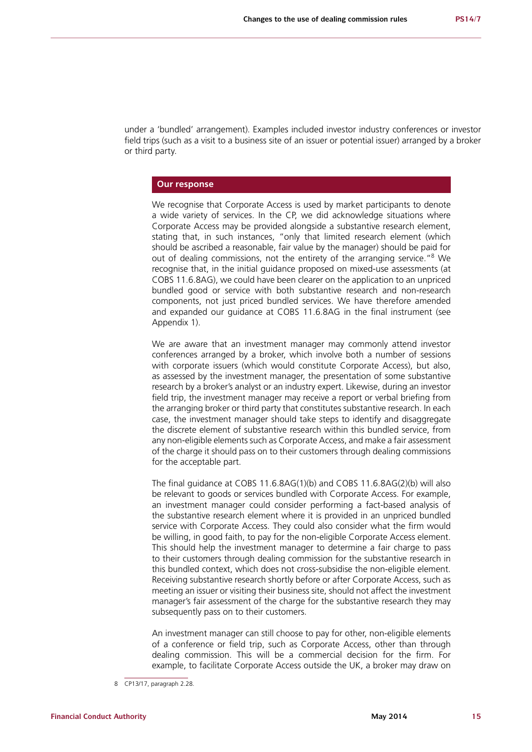under a 'bundled' arrangement). Examples included investor industry conferences or investor field trips (such as a visit to a business site of an issuer or potential issuer) arranged by a broker or third party.

### Our response

We recognise that Corporate Access is used by market participants to denote a wide variety of services. In the CP, we did acknowledge situations where Corporate Access may be provided alongside a substantive research element, stating that, in such instances, "only that limited research element (which should be ascribed a reasonable, fair value by the manager) should be paid for out of dealing commissions, not the entirety of the arranging service."[8] We recognise that, in the initial guidance proposed on mixed-use assessments (at COBS 11.6.8AG), we could have been clearer on the application to an unpriced bundled good or service with both substantive research and non-research components, not just priced bundled services. We have therefore amended and expanded our guidance at COBS 11.6.8AG in the final instrument (see Appendix 1).

We are aware that an investment manager may commonly attend investor conferences arranged by a broker, which involve both a number of sessions with corporate issuers (which would constitute Corporate Access), but also, as assessed by the investment manager, the presentation of some substantive research by a broker's analyst or an industry expert. Likewise, during an investor field trip, the investment manager may receive a report or verbal briefing from the arranging broker or third party that constitutes substantive research. In each case, the investment manager should take steps to identify and disaggregate the discrete element of substantive research within this bundled service, from any non-eligible elements such as Corporate Access, and make a fair assessment of the charge it should pass on to their customers through dealing commissions for the acceptable part.

The final guidance at COBS 11.6.8AG(1)(b) and COBS 11.6.8AG(2)(b) will also be relevant to goods or services bundled with Corporate Access. For example, an investment manager could consider performing a fact-based analysis of the substantive research element where it is provided in an unpriced bundled service with Corporate Access. They could also consider what the firm would be willing, in good faith, to pay for the non-eligible Corporate Access element. This should help the investment manager to determine a fair charge to pass to their customers through dealing commission for the substantive research in this bundled context, which does not cross-subsidise the non-eligible element. Receiving substantive research shortly before or after Corporate Access, such as meeting an issuer or visiting their business site, should not affect the investment manager's fair assessment of the charge for the substantive research they may subsequently pass on to their customers.

An investment manager can still choose to pay for other, non-eligible elements of a conference or field trip, such as Corporate Access, other than through dealing commission. This will be a commercial decision for the firm. For example, to facilitate Corporate Access outside the UK, a broker may draw on

8 CP13/17, paragraph 2.28.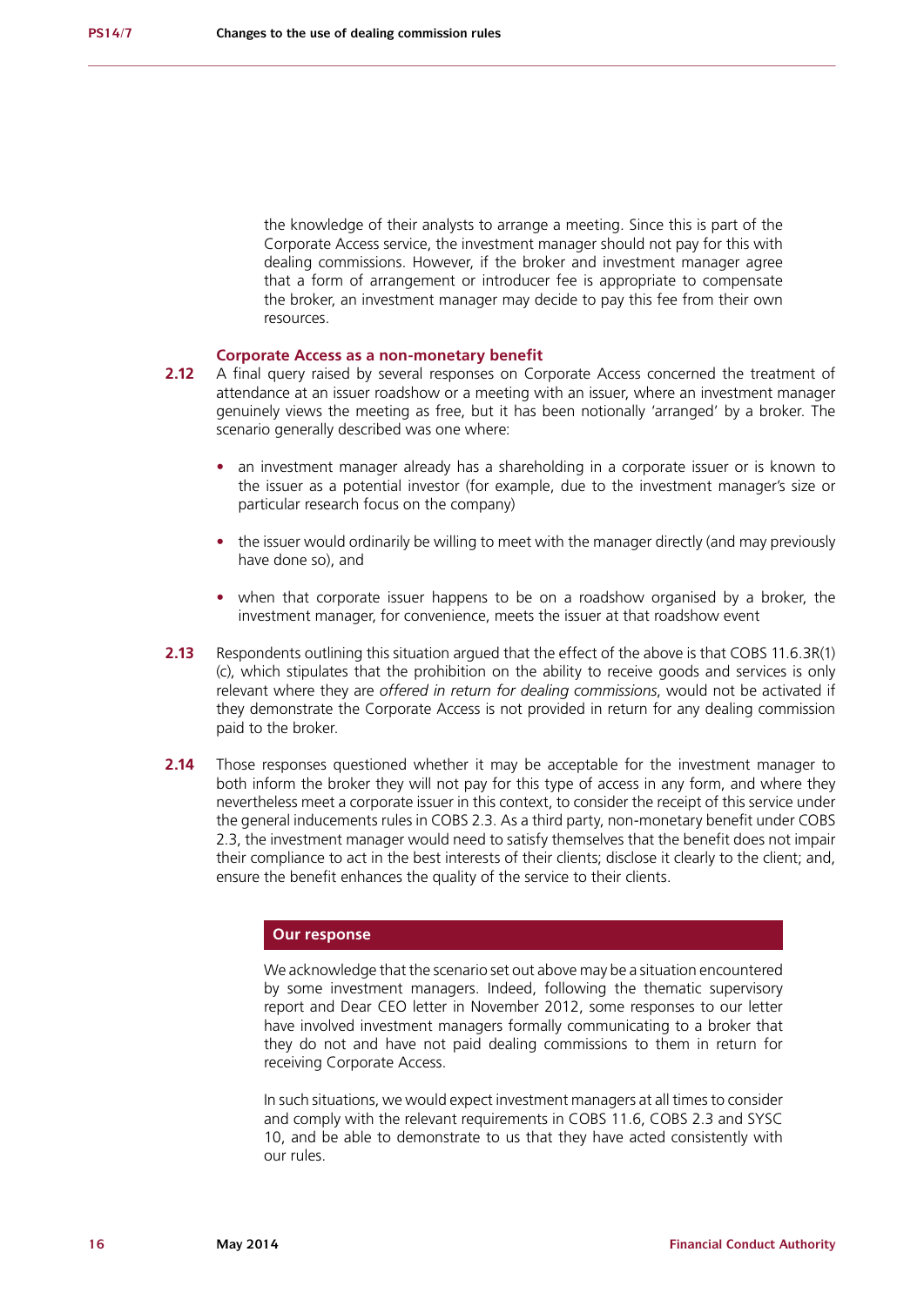the knowledge of their analysts to arrange a meeting. Since this is part of the Corporate Access service, the investment manager should not pay for this with dealing commissions. However, if the broker and investment manager agree that a form of arrangement or introducer fee is appropriate to compensate the broker, an investment manager may decide to pay this fee from their own resources.

### Corporate Access as a non-monetary benefit

**2.12** A final query raised by several responses on Corporate Access concerned the treatment of attendance at an issuer roadshow or a meeting with an issuer, where an investment manager genuinely views the meeting as free, but it has been notionally 'arranged' by a broker. The scenario generally described was one where:

- an investment manager already has a shareholding in a corporate issuer or is known to the issuer as a potential investor (for example, due to the investment manager's size or particular research focus on the company)
- the issuer would ordinarily be willing to meet with the manager directly (and may previously have done so), and
- when that corporate issuer happens to be on a roadshow organised by a broker, the investment manager, for convenience, meets the issuer at that roadshow event

**2.13** Respondents outlining this situation argued that the effect of the above is that COBS 11.6.3R(1)(c), which stipulates that the prohibition on the ability to receive goods and services is only relevant where they are *offered in return for dealing commissions*, would not be activated if they demonstrate the Corporate Access is not provided in return for any dealing commission paid to the broker.

**2.14** Those responses questioned whether it may be acceptable for the investment manager to both inform the broker they will not pay for this type of access in any form, and where they nevertheless meet a corporate issuer in this context, to consider the receipt of this service under the general inducements rules in COBS 2.3. As a third party, non-monetary benefit under COBS 2.3, the investment manager would need to satisfy themselves that the benefit does not impair their compliance to act in the best interests of their clients; disclose it clearly to the client; and, ensure the benefit enhances the quality of the service to their clients.

**Our response**

We acknowledge that the scenario set out above may be a situation encountered by some investment managers. Indeed, following the thematic supervisory report and Dear CEO letter in November 2012, some responses to our letter have involved investment managers formally communicating to a broker that they do not and have not paid dealing commissions to them in return for receiving Corporate Access.

In such situations, we would expect investment managers at all times to consider and comply with the relevant requirements in COBS 11.6, COBS 2.3 and SYSC 10, and be able to demonstrate to us that they have acted consistently with our rules.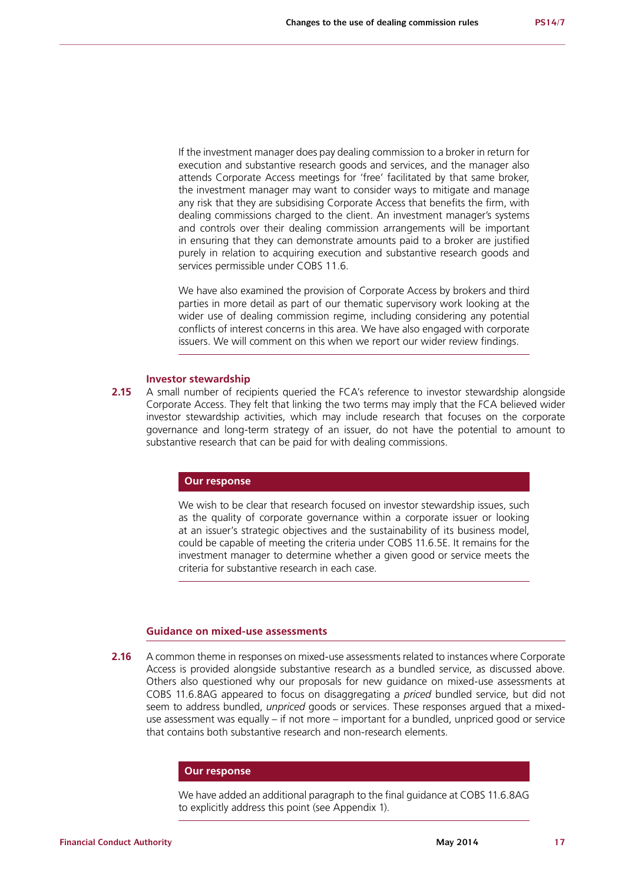If the investment manager does pay dealing commission to a broker in return for execution and substantive research goods and services, and the manager also attends Corporate Access meetings for 'free' facilitated by that same broker, the investment manager may want to consider ways to mitigate and manage any risk that they are subsidising Corporate Access that benefits the firm, with dealing commissions charged to the client. An investment manager's systems and controls over their dealing commission arrangements will be important in ensuring that they can demonstrate amounts paid to a broker are justified purely in relation to acquiring execution and substantive research goods and services permissible under COBS 11.6.

We have also examined the provision of Corporate Access by brokers and third parties in more detail as part of our thematic supervisory work looking at the wider use of dealing commission regime, including considering any potential conflicts of interest concerns in this area. We have also engaged with corporate issuers. We will comment on this when we report our wider review findings.

### Investor stewardship

**2.15** A small number of recipients queried the FCA's reference to investor stewardship alongside Corporate Access. They felt that linking the two terms may imply that the FCA believed wider investor stewardship activities, which may include research that focuses on the corporate governance and long-term strategy of an issuer, do not have the potential to amount to substantive research that can be paid for with dealing commissions.

**Our response**

We wish to be clear that research focused on investor stewardship issues, such as the quality of corporate governance within a corporate issuer or looking at an issuer's strategic objectives and the sustainability of its business model, could be capable of meeting the criteria under COBS 11.6.5E. It remains for the investment manager to determine whether a given good or service meets the criteria for substantive research in each case.

### Guidance on mixed-use assessments

**2.16** A common theme in responses on mixed-use assessments related to instances where Corporate Access is provided alongside substantive research as a bundled service, as discussed above. Others also questioned why our proposals for new guidance on mixed-use assessments at COBS 11.6.8AG appeared to focus on disaggregating a *priced* bundled service, but did not seem to address bundled, *unpriced* goods or services. These responses argued that a mixed-use assessment was equally – if not more – important for a bundled, unpriced good or service that contains both substantive research and non-research elements.

**Our response**

We have added an additional paragraph to the final guidance at COBS 11.6.8AG to explicitly address this point (see Appendix 1).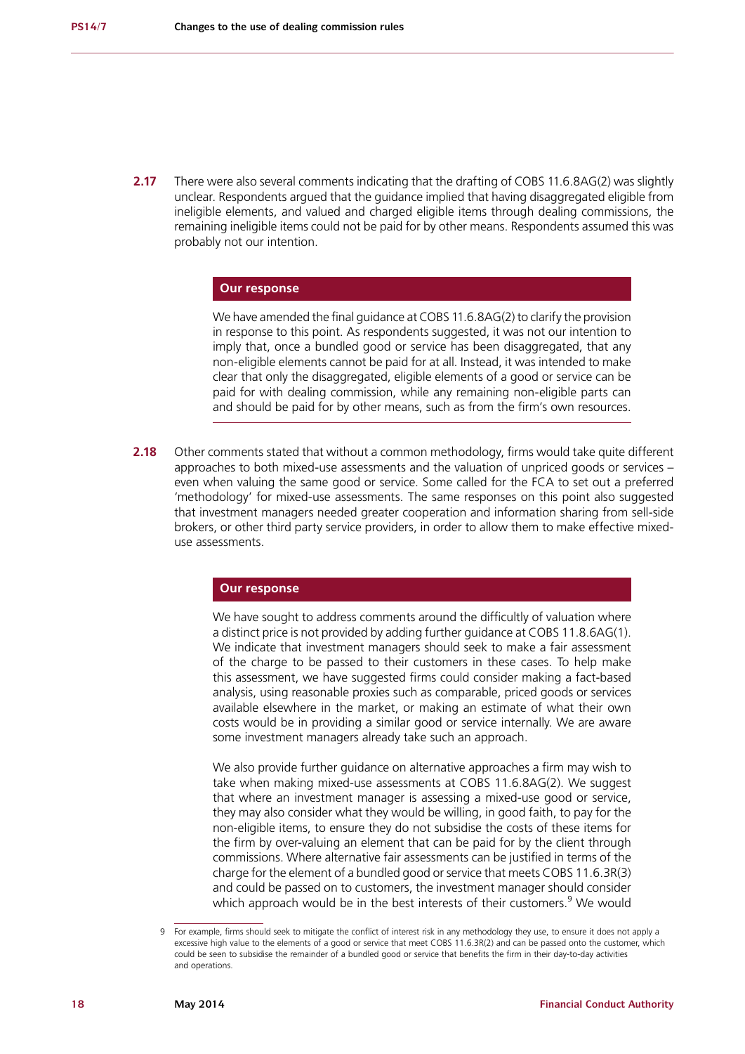**2.17** There were also several comments indicating that the drafting of COBS 11.6.8AG(2) was slightly unclear. Respondents argued that the guidance implied that having disaggregated eligible from ineligible elements, and valued and charged eligible items through dealing commissions, the remaining ineligible items could not be paid for by other means. Respondents assumed this was probably not our intention.

**Our response**

We have amended the final guidance at COBS 11.6.8AG(2) to clarify the provision in response to this point. As respondents suggested, it was not our intention to imply that, once a bundled good or service has been disaggregated, that any non-eligible elements cannot be paid for at all. Instead, it was intended to make clear that only the disaggregated, eligible elements of a good or service can be paid for with dealing commission, while any remaining non-eligible parts can and should be paid for by other means, such as from the firm's own resources.

**2.18** Other comments stated that without a common methodology, firms would take quite different approaches to both mixed-use assessments and the valuation of unpriced goods or services – even when valuing the same good or service. Some called for the FCA to set out a preferred 'methodology' for mixed-use assessments. The same responses on this point also suggested that investment managers needed greater cooperation and information sharing from sell-side brokers, or other third party service providers, in order to allow them to make effective mixed-use assessments.

**Our response**

We have sought to address comments around the difficulty of valuation where a distinct price is not provided by adding further guidance at COBS 11.8.6AG(1). We indicate that investment managers should seek to make a fair assessment of the charge to be passed to their customers in these cases. To help make this assessment, we have suggested firms could consider making a fact-based analysis, using reasonable proxies such as comparable, priced goods or services available elsewhere in the market, or making an estimate of what their own costs would be in providing a similar good or service internally. We are aware some investment managers already take such an approach.

We also provide further guidance on alternative approaches a firm may wish to take when making mixed-use assessments at COBS 11.6.8AG(2). We suggest that where an investment manager is assessing a mixed-use good or service, they may also consider what they would be willing, in good faith, to pay for the non-eligible items, to ensure they do not subsidise the costs of these items for the firm by over-valuing an element that can be paid for by the client through commissions. Where alternative fair assessments can be justified in terms of the charge for the element of a bundled good or service that meets COBS 11.6.3R(3) and could be passed on to customers, the investment manager should consider which approach would be in the best interests of their customers.[9] We would

9 For example, firms should seek to mitigate the conflict of interest risk in any methodology they use, to ensure it does not apply a excessive high value to the elements of a good or service that meet COBS 11.6.3R(2) and can be passed onto the customer, which could be seen to subsidise the remainder of a bundled good or service that benefits the firm in their day-to-day activities and operations.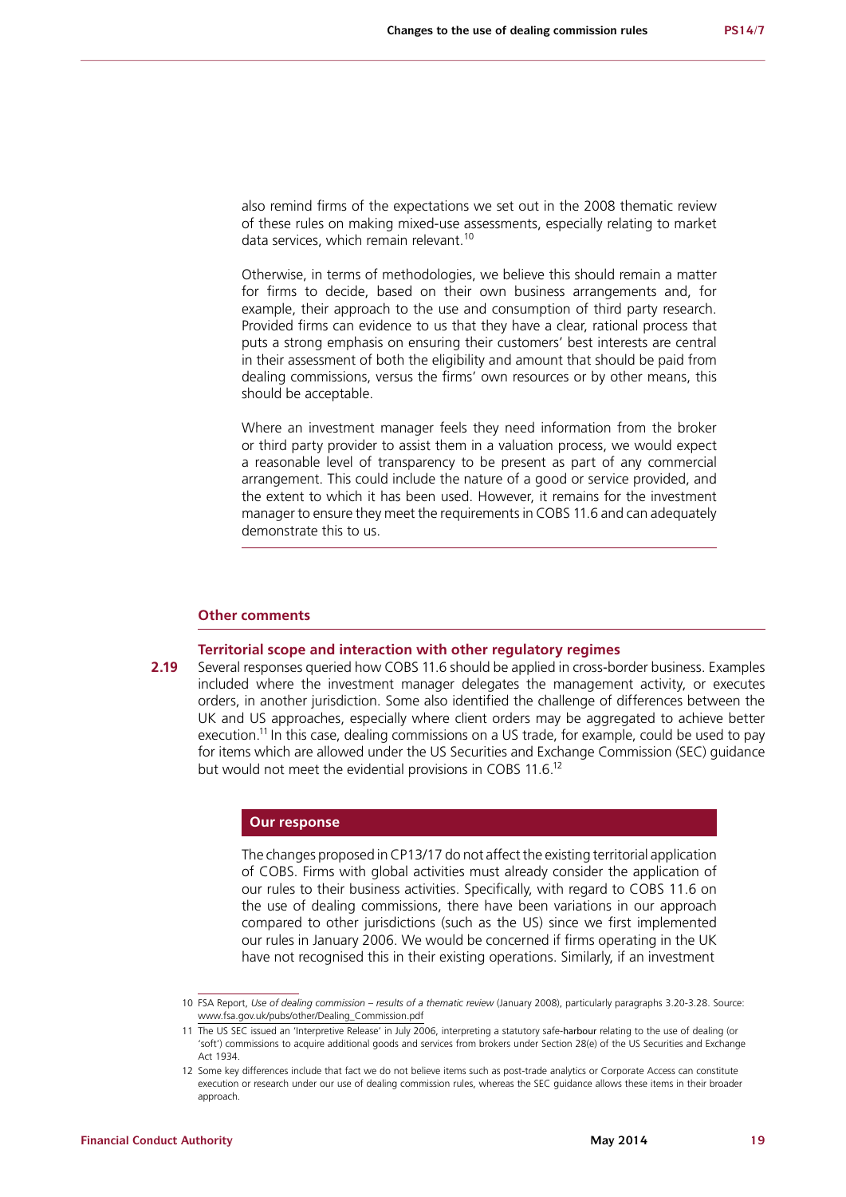also remind firms of the expectations we set out in the 2008 thematic review of these rules on making mixed-use assessments, especially relating to market data services, which remain relevant.[10]

Otherwise, in terms of methodologies, we believe this should remain a matter for firms to decide, based on their own business arrangements and, for example, their approach to the use and consumption of third party research. Provided firms can evidence to us that they have a clear, rational process that puts a strong emphasis on ensuring their customers' best interests are central in their assessment of both the eligibility and amount that should be paid from dealing commissions, versus the firms' own resources or by other means, this should be acceptable.

Where an investment manager feels they need information from the broker or third party provider to assist them in a valuation process, we would expect a reasonable level of transparency to be present as part of any commercial arrangement. This could include the nature of a good or service provided, and the extent to which it has been used. However, it remains for the investment manager to ensure they meet the requirements in COBS 11.6 and can adequately demonstrate this to us.

## Other comments

### Territorial scope and interaction with other regulatory regimes

**2.19** Several responses queried how COBS 11.6 should be applied in cross-border business. Examples included where the investment manager delegates the management activity, or executes orders, in another jurisdiction. Some also identified the challenge of differences between the UK and US approaches, especially where client orders may be aggregated to achieve better execution.[11] In this case, dealing commissions on a US trade, for example, could be used to pay for items which are allowed under the US Securities and Exchange Commission (SEC) guidance but would not meet the evidential provisions in COBS 11.6.[12]

**Our response**

The changes proposed in CP13/17 do not affect the existing territorial application of COBS. Firms with global activities must already consider the application of our rules to their business activities. Specifically, with regard to COBS 11.6 on the use of dealing commissions, there have been variations in our approach compared to other jurisdictions (such as the US) since we first implemented our rules in January 2006. We would be concerned if firms operating in the UK have not recognised this in their existing operations. Similarly, if an investment

---

10 FSA Report, *Use of dealing commission – results of a thematic review* (January 2008), particularly paragraphs 3.20-3.28. Source: www.fsa.gov.uk/pubs/other/Dealing_Commission.pdf

11 The US SEC issued an 'Interpretive Release' in July 2006, interpreting a statutory safe-harbour relating to the use of dealing (or 'soft') commissions to acquire additional goods and services from brokers under Section 28(e) of the US Securities and Exchange Act 1934.

12 Some key differences include that fact we do not believe items such as post-trade analytics or Corporate Access can constitute execution or research under our use of dealing commission rules, whereas the SEC guidance allows these items in their broader approach.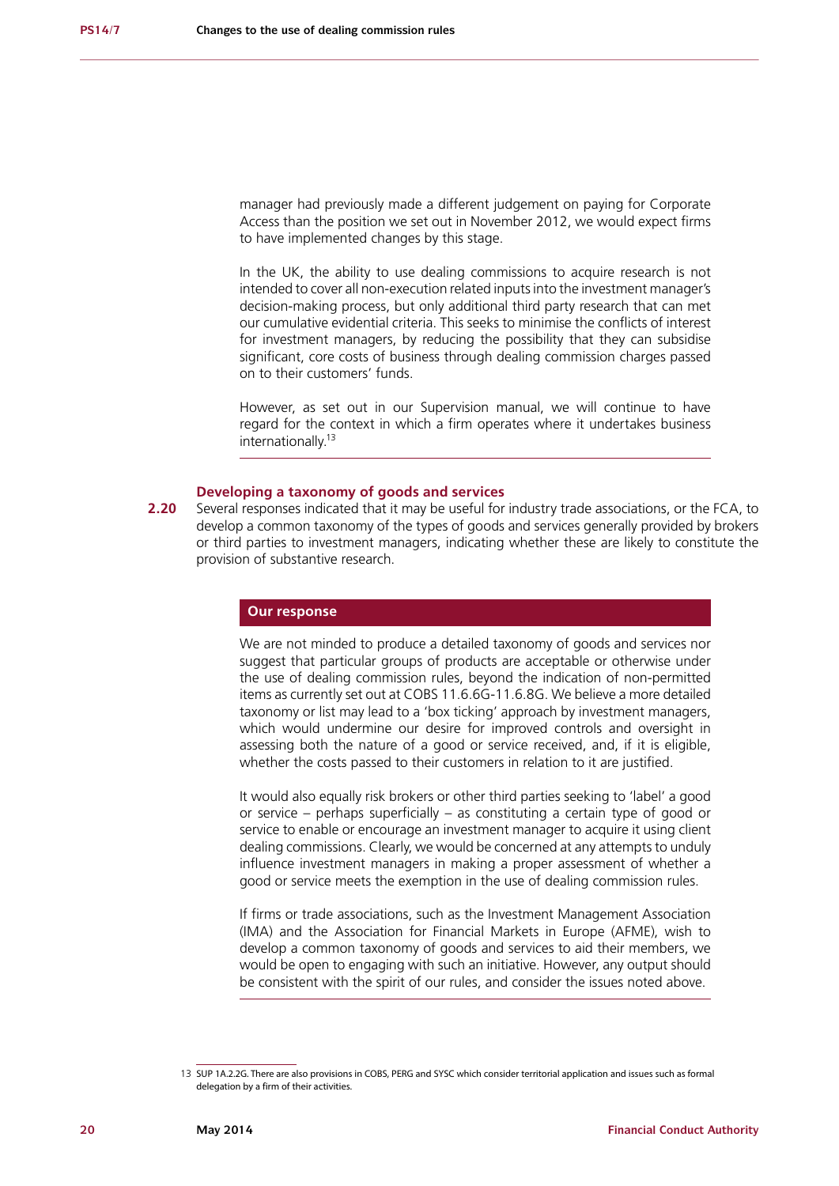manager had previously made a different judgement on paying for Corporate Access than the position we set out in November 2012, we would expect firms to have implemented changes by this stage.

In the UK, the ability to use dealing commissions to acquire research is not intended to cover all non-execution related inputs into the investment manager's decision-making process, but only additional third party research that can met our cumulative evidential criteria. This seeks to minimise the conflicts of interest for investment managers, by reducing the possibility that they can subsidise significant, core costs of business through dealing commission charges passed on to their customers' funds.

However, as set out in our Supervision manual, we will continue to have regard for the context in which a firm operates where it undertakes business internationally.[13]

### Developing a taxonomy of goods and services

**2.20** Several responses indicated that it may be useful for industry trade associations, or the FCA, to develop a common taxonomy of the types of goods and services generally provided by brokers or third parties to investment managers, indicating whether these are likely to constitute the provision of substantive research.

#### Our response

We are not minded to produce a detailed taxonomy of goods and services nor suggest that particular groups of products are acceptable or otherwise under the use of dealing commission rules, beyond the indication of non-permitted items as currently set out at COBS 11.6.6G-11.6.8G. We believe a more detailed taxonomy or list may lead to a 'box ticking' approach by investment managers, which would undermine our desire for improved controls and oversight in assessing both the nature of a good or service received, and, if it is eligible, whether the costs passed to their customers in relation to it are justified.

It would also equally risk brokers or other third parties seeking to 'label' a good or service – perhaps superficially – as constituting a certain type of good or service to enable or encourage an investment manager to acquire it using client dealing commissions. Clearly, we would be concerned at any attempts to unduly influence investment managers in making a proper assessment of whether a good or service meets the exemption in the use of dealing commission rules.

If firms or trade associations, such as the Investment Management Association (IMA) and the Association for Financial Markets in Europe (AFME), wish to develop a common taxonomy of goods and services to aid their members, we would be open to engaging with such an initiative. However, any output should be consistent with the spirit of our rules, and consider the issues noted above.

---

13 SUP 1A.2.2G. There are also provisions in COBS, PERG and SYSC which consider territorial application and issues such as formal delegation by a firm of their activities.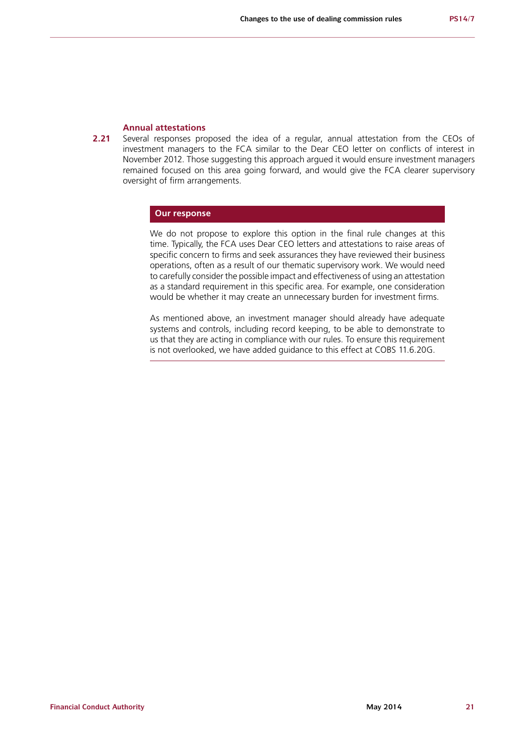### Annual attestations

**2.21** Several responses proposed the idea of a regular, annual attestation from the CEOs of investment managers to the FCA similar to the Dear CEO letter on conflicts of interest in November 2012. Those suggesting this approach argued it would ensure investment managers remained focused on this area going forward, and would give the FCA clearer supervisory oversight of firm arrangements.

**Our response**

We do not propose to explore this option in the final rule changes at this time. Typically, the FCA uses Dear CEO letters and attestations to raise areas of specific concern to firms and seek assurances they have reviewed their business operations, often as a result of our thematic supervisory work. We would need to carefully consider the possible impact and effectiveness of using an attestation as a standard requirement in this specific area. For example, one consideration would be whether it may create an unnecessary burden for investment firms.

As mentioned above, an investment manager should already have adequate systems and controls, including record keeping, to be able to demonstrate to us that they are acting in compliance with our rules. To ensure this requirement is not overlooked, we have added guidance to this effect at COBS 11.6.20G.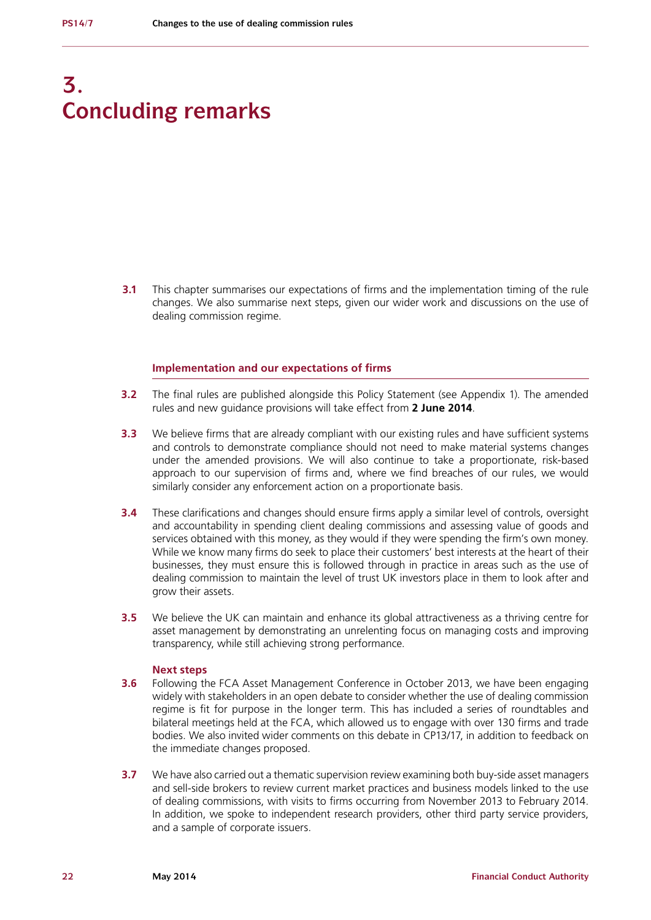# 3. Concluding remarks

**3.1** This chapter summarises our expectations of firms and the implementation timing of the rule changes. We also summarise next steps, given our wider work and discussions on the use of dealing commission regime.

### Implementation and our expectations of firms

**3.2** The final rules are published alongside this Policy Statement (see Appendix 1). The amended rules and new guidance provisions will take effect from **2 June 2014**.

**3.3** We believe firms that are already compliant with our existing rules and have sufficient systems and controls to demonstrate compliance should not need to make material systems changes under the amended provisions. We will also continue to take a proportionate, risk-based approach to our supervision of firms and, where we find breaches of our rules, we would similarly consider any enforcement action on a proportionate basis.

**3.4** These clarifications and changes should ensure firms apply a similar level of controls, oversight and accountability in spending client dealing commissions and assessing value of goods and services obtained with this money, as they would if they were spending the firm's own money. While we know many firms do seek to place their customers' best interests at the heart of their businesses, they must ensure this is followed through in practice in areas such as the use of dealing commission to maintain the level of trust UK investors place in them to look after and grow their assets.

**3.5** We believe the UK can maintain and enhance its global attractiveness as a thriving centre for asset management by demonstrating an unrelenting focus on managing costs and improving transparency, while still achieving strong performance.

### Next steps

**3.6** Following the FCA Asset Management Conference in October 2013, we have been engaging widely with stakeholders in an open debate to consider whether the use of dealing commission regime is fit for purpose in the longer term. This has included a series of roundtables and bilateral meetings held at the FCA, which allowed us to engage with over 130 firms and trade bodies. We also invited wider comments on this debate in CP13/17, in addition to feedback on the immediate changes proposed.

**3.7** We have also carried out a thematic supervision review examining both buy-side asset managers and sell-side brokers to review current market practices and business models linked to the use of dealing commissions, with visits to firms occurring from November 2013 to February 2014. In addition, we spoke to independent research providers, other third party service providers, and a sample of corporate issuers.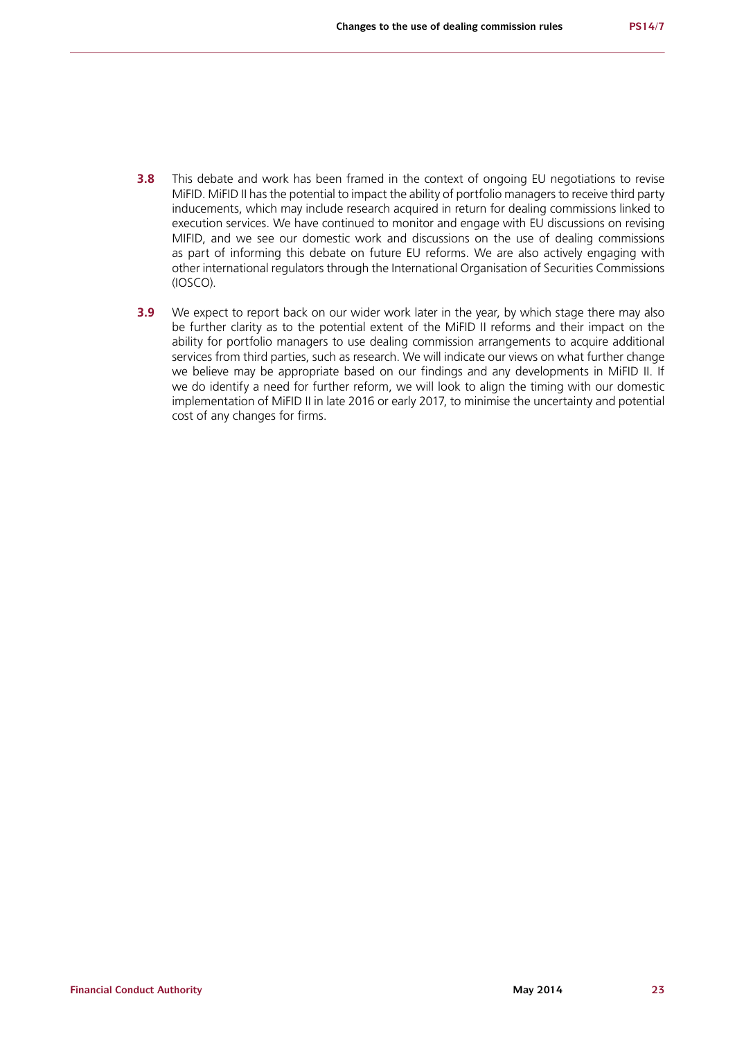**3.8** This debate and work has been framed in the context of ongoing EU negotiations to revise MiFID. MiFID II has the potential to impact the ability of portfolio managers to receive third party inducements, which may include research acquired in return for dealing commissions linked to execution services. We have continued to monitor and engage with EU discussions on revising MIFID, and we see our domestic work and discussions on the use of dealing commissions as part of informing this debate on future EU reforms. We are also actively engaging with other international regulators through the International Organisation of Securities Commissions (IOSCO).

**3.9** We expect to report back on our wider work later in the year, by which stage there may also be further clarity as to the potential extent of the MiFID II reforms and their impact on the ability for portfolio managers to use dealing commission arrangements to acquire additional services from third parties, such as research. We will indicate our views on what further change we believe may be appropriate based on our findings and any developments in MiFID II. If we do identify a need for further reform, we will look to align the timing with our domestic implementation of MiFID II in late 2016 or early 2017, to minimise the uncertainty and potential cost of any changes for firms.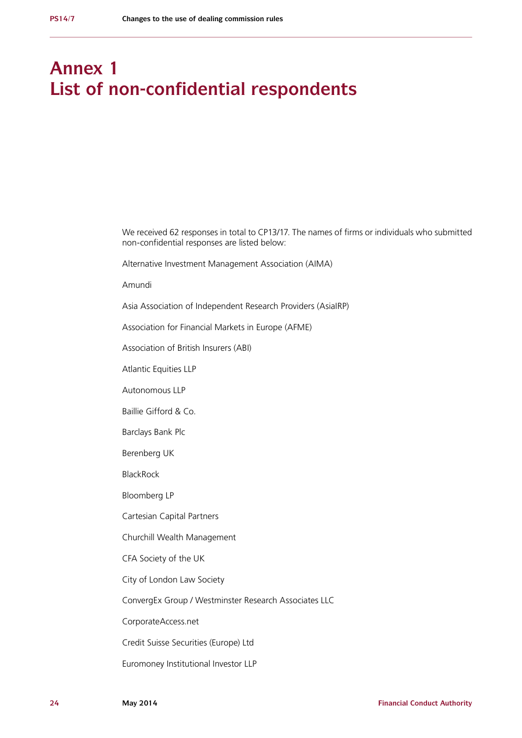# Annex 1
# List of non-confidential respondents

We received 62 responses in total to CP13/17. The names of firms or individuals who submitted non-confidential responses are listed below:

Alternative Investment Management Association (AIMA)

Amundi

Asia Association of Independent Research Providers (AsiaIRP)

Association for Financial Markets in Europe (AFME)

Association of British Insurers (ABI)

Atlantic Equities LLP

Autonomous LLP

Baillie Gifford & Co.

Barclays Bank Plc

Berenberg UK

BlackRock

Bloomberg LP

Cartesian Capital Partners

Churchill Wealth Management

CFA Society of the UK

City of London Law Society

ConvergEx Group / Westminster Research Associates LLC

CorporateAccess.net

Credit Suisse Securities (Europe) Ltd

Euromoney Institutional Investor LLP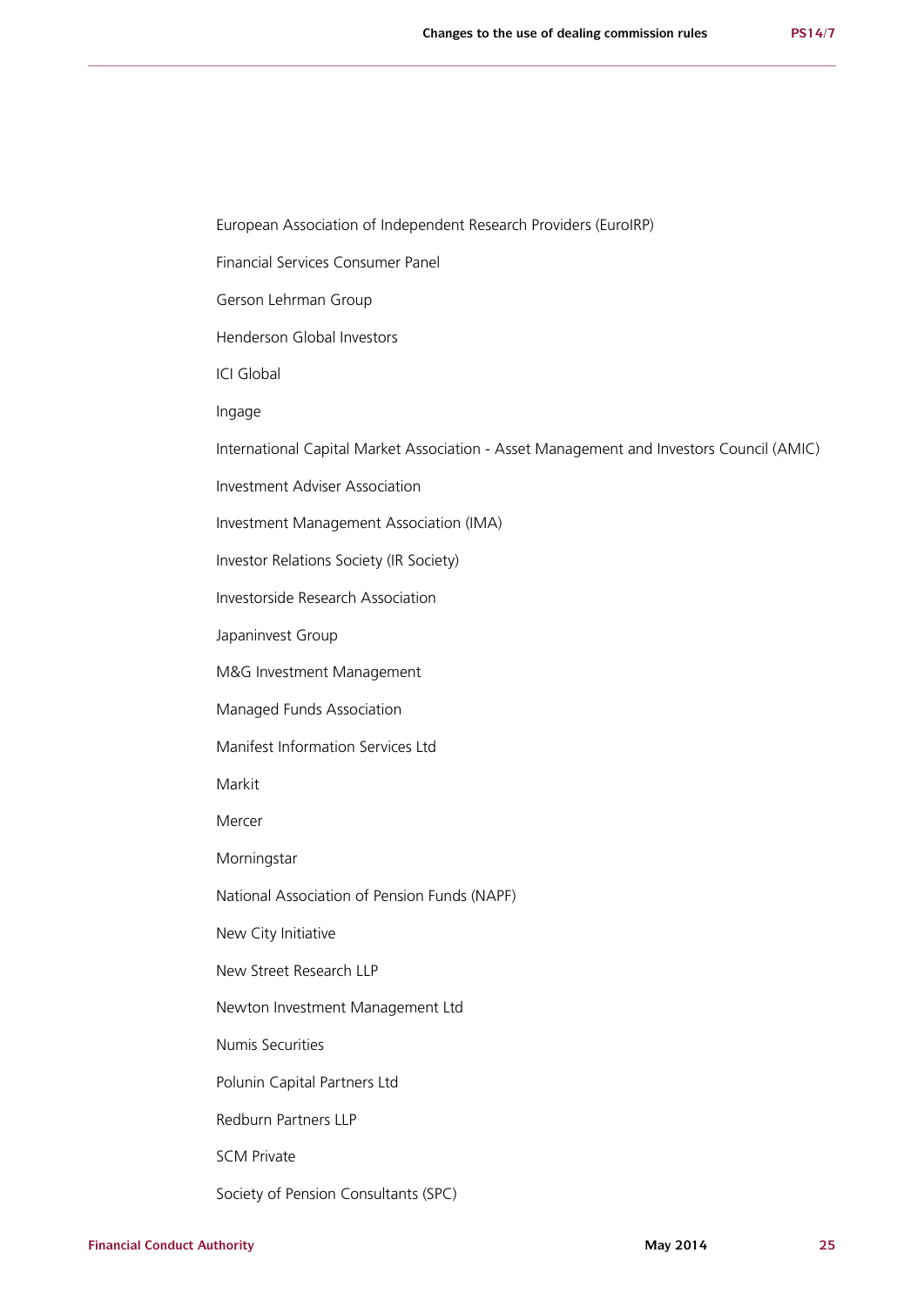European Association of Independent Research Providers (EuroIRP)

Financial Services Consumer Panel

Gerson Lehrman Group

Henderson Global Investors

ICI Global

Ingage

International Capital Market Association - Asset Management and Investors Council (AMIC)

Investment Adviser Association

Investment Management Association (IMA)

Investor Relations Society (IR Society)

Investorside Research Association

Japaninvest Group

M&G Investment Management

Managed Funds Association

Manifest Information Services Ltd

Markit

Mercer

Morningstar

National Association of Pension Funds (NAPF)

New City Initiative

New Street Research LLP

Newton Investment Management Ltd

Numis Securities

Polunin Capital Partners Ltd

Redburn Partners LLP

SCM Private

Society of Pension Consultants (SPC)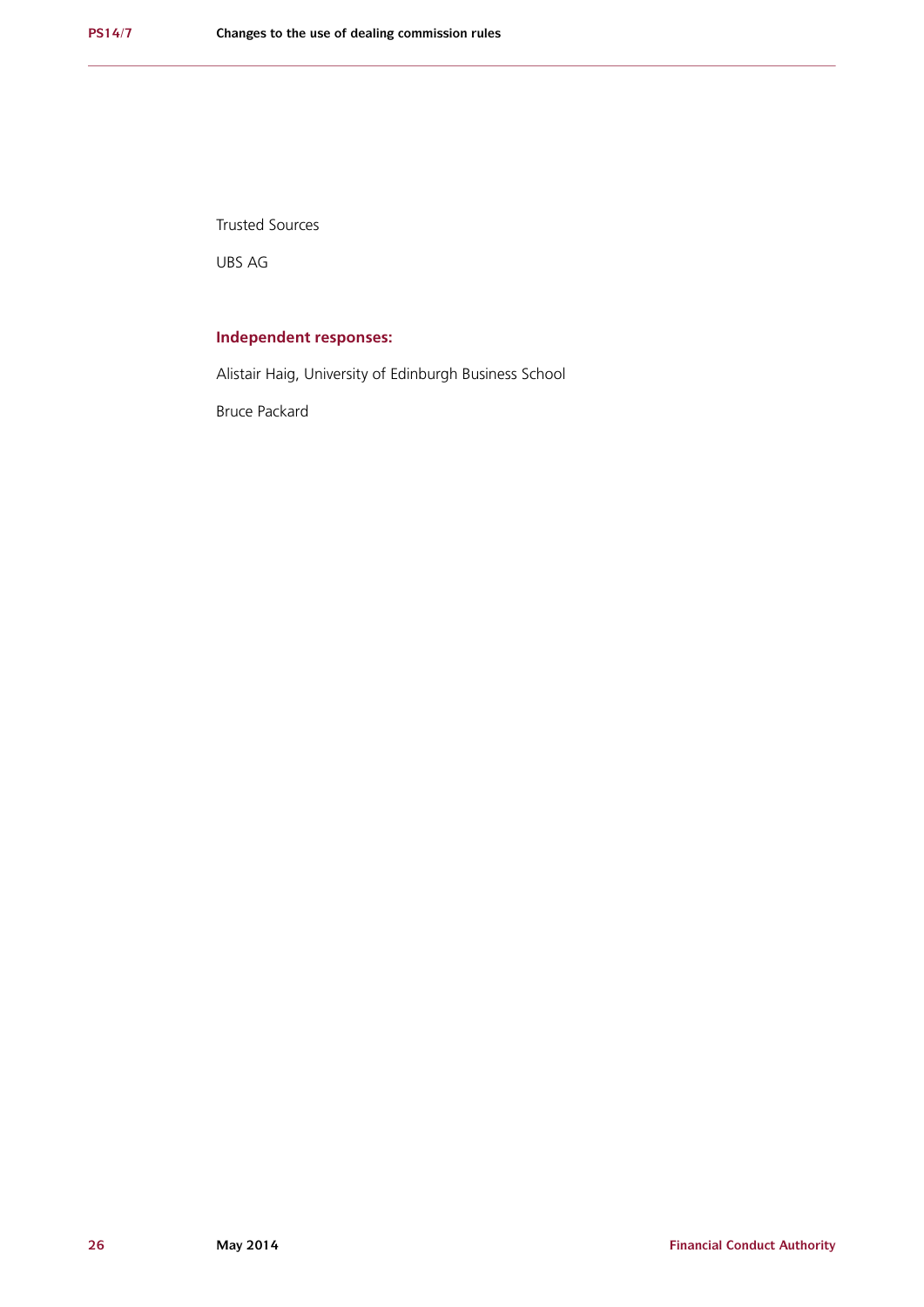Trusted Sources

UBS AG

**Independent responses:**

Alistair Haig, University of Edinburgh Business School

Bruce Packard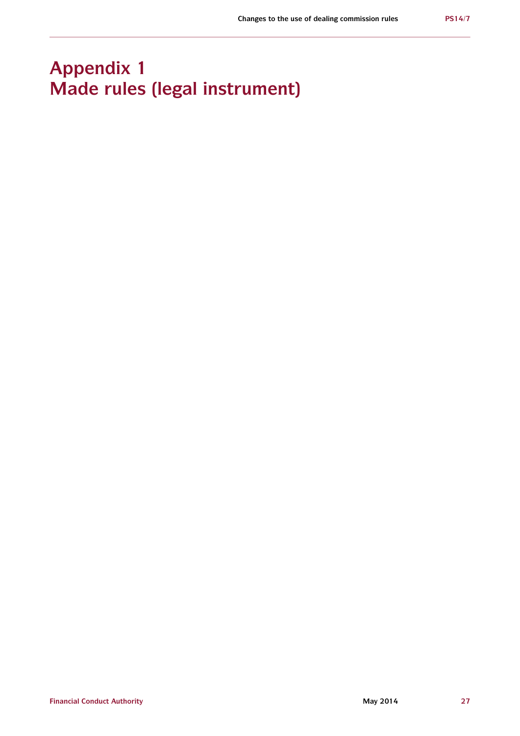# Appendix 1
# Made rules (legal instrument)